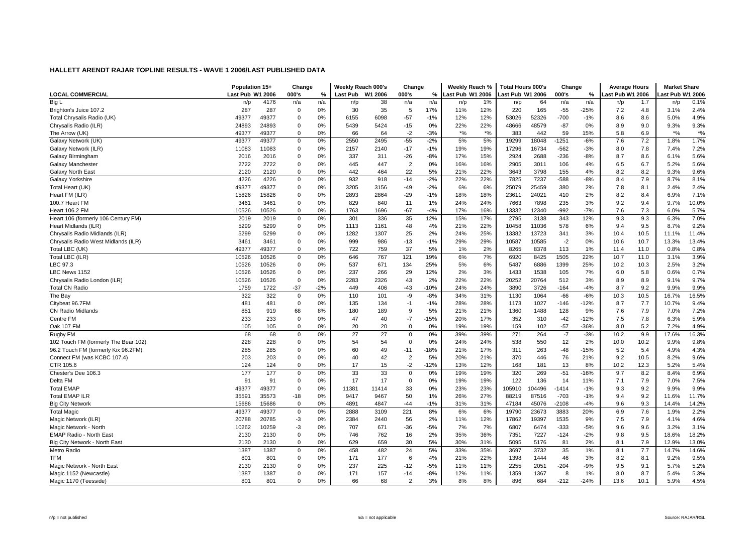# HALLETT ARENDT RAJAR TOPLINE RESULTS - WAVE 1 2006/LAST PUBLISHED DATA

| | Population 15+ | | Change | | Weekly Reach 000's | | Change | | Weekly Reach % | | Total Hours 000's | | Change | | Average Hours | | Market Share | |
|---|---|---|---|---|---|---|---|---|---|---|---|---|---|---|---|---|---|---|
| LOCAL COMMERCIAL | Last Pub | W1 2006 | 000's | % | Last Pub | W1 2006 | 000's | % | Last Pub | W1 2006 | Last Pub | W1 2006 | 000's | % | Last Pub | W1 2006 | Last Pub | W1 2006 |
| Big L | n/p | 4176 | n/a | n/a | n/p | 38 | n/a | n/a | n/p | 1% | n/p | 64 | n/a | n/a | n/p | 1.7 | n/p | 0.1% |
| Brighton's Juice 107.2 | 287 | 287 | 0 | 0% | 30 | 35 | 5 | 17% | 11% | 12% | 220 | 165 | -55 | -25% | 7.2 | 4.8 | 3.1% | 2.4% |
| Total Chrysalis Radio (UK) | 49377 | 49377 | 0 | 0% | 6155 | 6098 | -57 | -1% | 12% | 12% | 53026 | 52326 | -700 | -1% | 8.6 | 8.6 | 5.0% | 4.9% |
| Chrysalis Radio (ILR) | 24893 | 24893 | 0 | 0% | 5439 | 5424 | -15 | 0% | 22% | 22% | 48666 | 48579 | -87 | 0% | 8.9 | 9.0 | 9.3% | 9.3% |
| The Arrow (UK) | 49377 | 49377 | 0 | 0% | 66 | 64 | -2 | -3% | *% | *% | 383 | 442 | 59 | 15% | 5.8 | 6.9 | *% | *% |
| Galaxy Network (UK) | 49377 | 49377 | 0 | 0% | 2550 | 2495 | -55 | -2% | 5% | 5% | 19299 | 18048 | -1251 | -6% | 7.6 | 7.2 | 1.8% | 1.7% |
| Galaxy Network (ILR) | 11083 | 11083 | 0 | 0% | 2157 | 2140 | -17 | -1% | 19% | 19% | 17296 | 16734 | -562 | -3% | 8.0 | 7.8 | 7.4% | 7.2% |
| Galaxy Birmingham | 2016 | 2016 | 0 | 0% | 337 | 311 | -26 | -8% | 17% | 15% | 2924 | 2688 | -236 | -8% | 8.7 | 8.6 | 6.1% | 5.6% |
| Galaxy Manchester | 2722 | 2722 | 0 | 0% | 445 | 447 | 2 | 0% | 16% | 16% | 2905 | 3011 | 106 | 4% | 6.5 | 6.7 | 5.2% | 5.6% |
| Galaxy North East | 2120 | 2120 | 0 | 0% | 442 | 464 | 22 | 5% | 21% | 22% | 3643 | 3798 | 155 | 4% | 8.2 | 8.2 | 9.3% | 9.6% |
| Galaxy Yorkshire | 4226 | 4226 | 0 | 0% | 932 | 918 | -14 | -2% | 22% | 22% | 7825 | 7237 | -588 | -8% | 8.4 | 7.9 | 8.7% | 8.1% |
| Total Heart (UK) | 49377 | 49377 | 0 | 0% | 3205 | 3156 | -49 | -2% | 6% | 6% | 25079 | 25459 | 380 | 2% | 7.8 | 8.1 | 2.4% | 2.4% |
| Heart FM (ILR) | 15826 | 15826 | 0 | 0% | 2893 | 2864 | -29 | -1% | 18% | 18% | 23611 | 24021 | 410 | 2% | 8.2 | 8.4 | 6.9% | 7.1% |
| 100.7 Heart FM | 3461 | 3461 | 0 | 0% | 829 | 840 | 11 | 1% | 24% | 24% | 7663 | 7898 | 235 | 3% | 9.2 | 9.4 | 9.7% | 10.0% |
| Heart 106.2 FM | 10526 | 10526 | 0 | 0% | 1763 | 1696 | -67 | -4% | 17% | 16% | 13332 | 12340 | -992 | -7% | 7.6 | 7.3 | 6.0% | 5.7% |
| Heart 106 (formerly 106 Century FM) | 2019 | 2019 | 0 | 0% | 301 | 336 | 35 | 12% | 15% | 17% | 2795 | 3138 | 343 | 12% | 9.3 | 9.3 | 6.3% | 7.0% |
| Heart Midlands (ILR) | 5299 | 5299 | 0 | 0% | 1113 | 1161 | 48 | 4% | 21% | 22% | 10458 | 11036 | 578 | 6% | 9.4 | 9.5 | 8.7% | 9.2% |
| Chrysalis Radio Midlands (ILR) | 5299 | 5299 | 0 | 0% | 1282 | 1307 | 25 | 2% | 24% | 25% | 13382 | 13723 | 341 | 3% | 10.4 | 10.5 | 11.1% | 11.4% |
| Chrysalis Radio West Midlands (ILR) | 3461 | 3461 | 0 | 0% | 999 | 986 | -13 | -1% | 29% | 29% | 10587 | 10585 | -2 | 0% | 10.6 | 10.7 | 13.3% | 13.4% |
| Total LBC (UK) | 49377 | 49377 | 0 | 0% | 722 | 759 | 37 | 5% | 1% | 2% | 8265 | 8378 | 113 | 1% | 11.4 | 11.0 | 0.8% | 0.8% |
| Total LBC (ILR) | 10526 | 10526 | 0 | 0% | 646 | 767 | 121 | 19% | 6% | 7% | 6920 | 8425 | 1505 | 22% | 10.7 | 11.0 | 3.1% | 3.9% |
| LBC 97.3 | 10526 | 10526 | 0 | 0% | 537 | 671 | 134 | 25% | 5% | 6% | 5487 | 6886 | 1399 | 25% | 10.2 | 10.3 | 2.5% | 3.2% |
| LBC News 1152 | 10526 | 10526 | 0 | 0% | 237 | 266 | 29 | 12% | 2% | 3% | 1433 | 1538 | 105 | 7% | 6.0 | 5.8 | 0.6% | 0.7% |
| Chrysalis Radio London (ILR) | 10526 | 10526 | 0 | 0% | 2283 | 2326 | 43 | 2% | 22% | 22% | 20252 | 20764 | 512 | 3% | 8.9 | 8.9 | 9.1% | 9.7% |
| Total CN Radio | 1759 | 1722 | -37 | -2% | 449 | 406 | -43 | -10% | 24% | 24% | 3890 | 3726 | -164 | -4% | 8.7 | 9.2 | 9.9% | 9.9% |
| The Bay | 322 | 322 | 0 | 0% | 110 | 101 | -9 | -8% | 34% | 31% | 1130 | 1064 | -66 | -6% | 10.3 | 10.5 | 16.7% | 16.5% |
| Citybeat 96.7FM | 481 | 481 | 0 | 0% | 135 | 134 | -1 | -1% | 28% | 28% | 1173 | 1027 | -146 | -12% | 8.7 | 7.7 | 10.7% | 9.4% |
| CN Radio Midlands | 851 | 919 | 68 | 8% | 180 | 189 | 9 | 5% | 21% | 21% | 1360 | 1488 | 128 | 9% | 7.6 | 7.9 | 7.0% | 7.2% |
| Centre FM | 233 | 233 | 0 | 0% | 47 | 40 | -7 | -15% | 20% | 17% | 352 | 310 | -42 | -12% | 7.5 | 7.8 | 6.3% | 5.9% |
| Oak 107 FM | 105 | 105 | 0 | 0% | 20 | 20 | 0 | 0% | 19% | 19% | 159 | 102 | -57 | -36% | 8.0 | 5.2 | 7.2% | 4.9% |
| Rugby FM | 68 | 68 | 0 | 0% | 27 | 27 | 0 | 0% | 39% | 39% | 271 | 264 | -7 | -3% | 10.2 | 9.9 | 17.6% | 16.3% |
| 102 Touch FM (formerly The Bear 102) | 228 | 228 | 0 | 0% | 54 | 54 | 0 | 0% | 24% | 24% | 538 | 550 | 12 | 2% | 10.0 | 10.2 | 9.9% | 9.8% |
| 96.2 Touch FM (formerly Kix 96.2FM) | 285 | 285 | 0 | 0% | 60 | 49 | -11 | -18% | 21% | 17% | 311 | 263 | -48 | -15% | 5.2 | 5.4 | 4.9% | 4.3% |
| Connect FM (was KCBC 107.4) | 203 | 203 | 0 | 0% | 40 | 42 | 2 | 5% | 20% | 21% | 370 | 446 | 76 | 21% | 9.2 | 10.5 | 8.2% | 9.6% |
| CTR 105.6 | 124 | 124 | 0 | 0% | 17 | 15 | -2 | -12% | 13% | 12% | 168 | 181 | 13 | 8% | 10.2 | 12.3 | 5.2% | 5.4% |
| Chester's Dee 106.3 | 177 | 177 | 0 | 0% | 33 | 33 | 0 | 0% | 19% | 19% | 320 | 269 | -51 | -16% | 9.7 | 8.2 | 8.4% | 6.9% |
| Delta FM | 91 | 91 | 0 | 0% | 17 | 17 | 0 | 0% | 19% | 19% | 122 | 136 | 14 | 11% | 7.1 | 7.9 | 7.0% | 7.5% |
| Total EMAP | 49377 | 49377 | 0 | 0% | 11381 | 11414 | 33 | 0% | 23% | 23% | 105910 | 104496 | -1414 | -1% | 9.3 | 9.2 | 9.9% | 9.9% |
| Total EMAP ILR | 35591 | 35573 | -18 | 0% | 9417 | 9467 | 50 | 1% | 26% | 27% | 88219 | 87516 | -703 | -1% | 9.4 | 9.2 | 11.6% | 11.7% |
| Big City Network | 15686 | 15686 | 0 | 0% | 4891 | 4847 | -44 | -1% | 31% | 31% | 47184 | 45076 | -2108 | -4% | 9.6 | 9.3 | 14.4% | 14.2% |
| Total Magic | 49377 | 49377 | 0 | 0% | 2888 | 3109 | 221 | 8% | 6% | 6% | 19790 | 23673 | 3883 | 20% | 6.9 | 7.6 | 1.9% | 2.2% |
| Magic Network (ILR) | 20788 | 20785 | -3 | 0% | 2384 | 2440 | 56 | 2% | 11% | 12% | 17862 | 19397 | 1535 | 9% | 7.5 | 7.9 | 4.1% | 4.6% |
| Magic Network - North | 10262 | 10259 | -3 | 0% | 707 | 671 | -36 | -5% | 7% | 7% | 6807 | 6474 | -333 | -5% | 9.6 | 9.6 | 3.2% | 3.1% |
| EMAP Radio - North East | 2130 | 2130 | 0 | 0% | 746 | 762 | 16 | 2% | 35% | 36% | 7351 | 7227 | -124 | -2% | 9.8 | 9.5 | 18.6% | 18.2% |
| Big City Network - North East | 2130 | 2130 | 0 | 0% | 629 | 659 | 30 | 5% | 30% | 31% | 5095 | 5176 | 81 | 2% | 8.1 | 7.9 | 12.9% | 13.0% |
| Metro Radio | 1387 | 1387 | 0 | 0% | 458 | 482 | 24 | 5% | 33% | 35% | 3697 | 3732 | 35 | 1% | 8.1 | 7.7 | 14.7% | 14.6% |
| TFM | 801 | 801 | 0 | 0% | 171 | 177 | 6 | 4% | 21% | 22% | 1398 | 1444 | 46 | 3% | 8.2 | 8.1 | 9.2% | 9.5% |
| Magic Network - North East | 2130 | 2130 | 0 | 0% | 237 | 225 | -12 | -5% | 11% | 11% | 2255 | 2051 | -204 | -9% | 9.5 | 9.1 | 5.7% | 5.2% |
| Magic 1152 (Newcastle) | 1387 | 1387 | 0 | 0% | 171 | 157 | -14 | -8% | 12% | 11% | 1359 | 1367 | 8 | 1% | 8.0 | 8.7 | 5.4% | 5.3% |
| Magic 1170 (Teesside) | 801 | 801 | 0 | 0% | 66 | 68 | 2 | 3% | 8% | 8% | 896 | 684 | -212 | -24% | 13.6 | 10.1 | 5.9% | 4.5% |

n/p = not published  n/a = not applicable  Source: RAJAR/RSL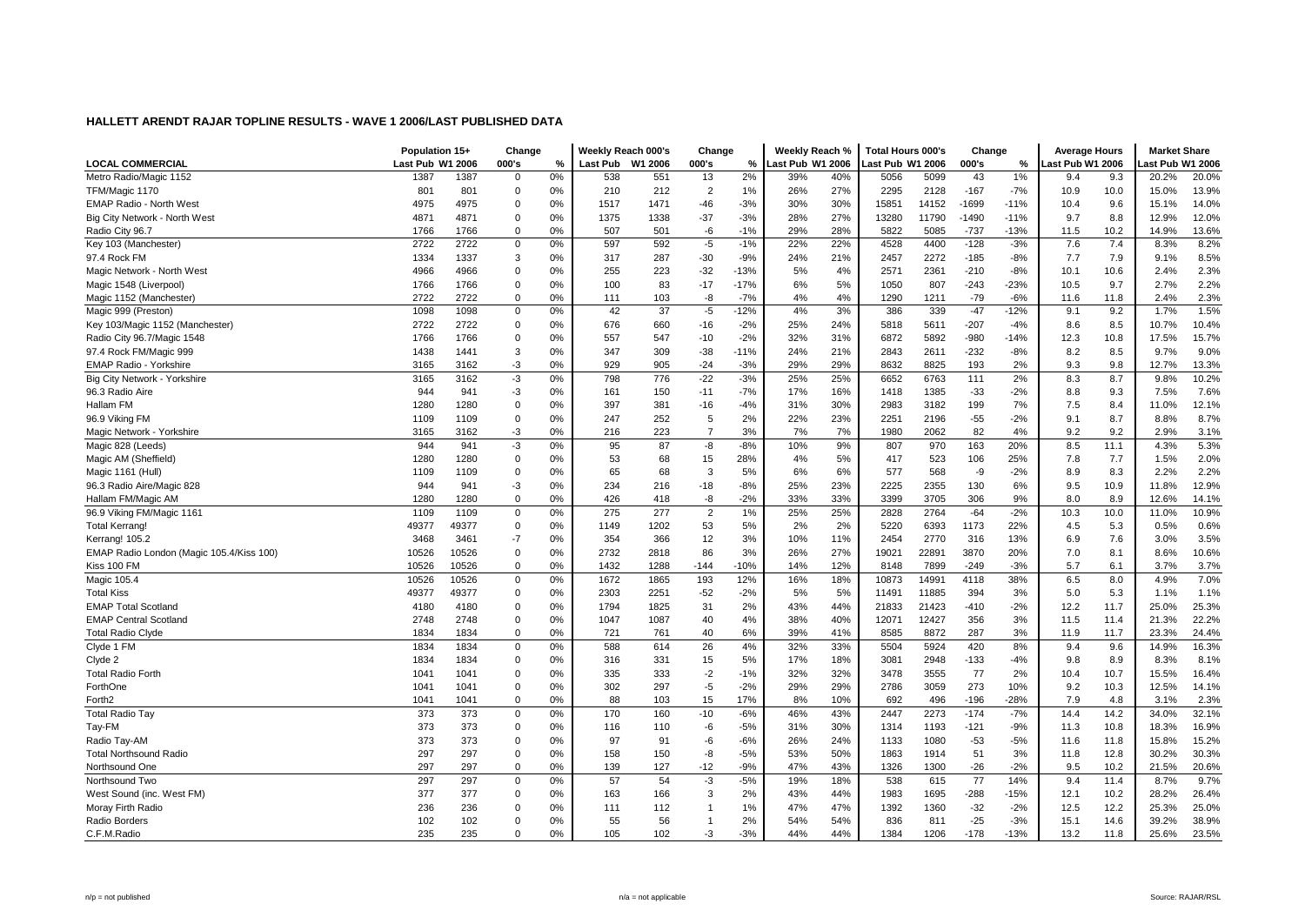## HALLETT ARENDT RAJAR TOPLINE RESULTS - WAVE 1 2006/LAST PUBLISHED DATA

| LOCAL COMMERCIAL | Population 15+ | | Change | | Weekly Reach 000's | | Change | | Weekly Reach % | | Total Hours 000's | | Change | | Average Hours | | Market Share | |
|---|---|---|---|---|---|---|---|---|---|---|---|---|---|---|---|---|---|---|
| | Last Pub | W1 2006 | 000's | % | Last Pub | W1 2006 | 000's | % | Last Pub | W1 2006 | Last Pub | W1 2006 | 000's | % | Last Pub | W1 2006 | Last Pub | W1 2006 |
| Metro Radio/Magic 1152 | 1387 | 1387 | 0 | 0% | 538 | 551 | 13 | 2% | 39% | 40% | 5056 | 5099 | 43 | 1% | 9.4 | 9.3 | 20.2% | 20.0% |
| TFM/Magic 1170 | 801 | 801 | 0 | 0% | 210 | 212 | 2 | 1% | 26% | 27% | 2295 | 2128 | -167 | -7% | 10.9 | 10.0 | 15.0% | 13.9% |
| EMAP Radio - North West | 4975 | 4975 | 0 | 0% | 1517 | 1471 | -46 | -3% | 30% | 30% | 15851 | 14152 | -1699 | -11% | 10.4 | 9.6 | 15.1% | 14.0% |
| Big City Network - North West | 4871 | 4871 | 0 | 0% | 1375 | 1338 | -37 | -3% | 28% | 27% | 13280 | 11790 | -1490 | -11% | 9.7 | 8.8 | 12.9% | 12.0% |
| Radio City 96.7 | 1766 | 1766 | 0 | 0% | 507 | 501 | -6 | -1% | 29% | 28% | 5822 | 5085 | -737 | -13% | 11.5 | 10.2 | 14.9% | 13.6% |
| Key 103 (Manchester) | 2722 | 2722 | 0 | 0% | 597 | 592 | -5 | -1% | 22% | 22% | 4528 | 4400 | -128 | -3% | 7.6 | 7.4 | 8.3% | 8.2% |
| 97.4 Rock FM | 1334 | 1337 | 3 | 0% | 317 | 287 | -30 | -9% | 24% | 21% | 2457 | 2272 | -185 | -8% | 7.7 | 7.9 | 9.1% | 8.5% |
| Magic Network - North West | 4966 | 4966 | 0 | 0% | 255 | 223 | -32 | -13% | 5% | 4% | 2571 | 2361 | -210 | -8% | 10.1 | 10.6 | 2.4% | 2.3% |
| Magic 1548 (Liverpool) | 1766 | 1766 | 0 | 0% | 100 | 83 | -17 | -17% | 6% | 5% | 1050 | 807 | -243 | -23% | 10.5 | 9.7 | 2.7% | 2.2% |
| Magic 1152 (Manchester) | 2722 | 2722 | 0 | 0% | 111 | 103 | -8 | -7% | 4% | 4% | 1290 | 1211 | -79 | -6% | 11.6 | 11.8 | 2.4% | 2.3% |
| Magic 999 (Preston) | 1098 | 1098 | 0 | 0% | 42 | 37 | -5 | -12% | 4% | 3% | 386 | 339 | -47 | -12% | 9.1 | 9.2 | 1.7% | 1.5% |
| Key 103/Magic 1152 (Manchester) | 2722 | 2722 | 0 | 0% | 676 | 660 | -16 | -2% | 25% | 24% | 5818 | 5611 | -207 | -4% | 8.6 | 8.5 | 10.7% | 10.4% |
| Radio City 96.7/Magic 1548 | 1766 | 1766 | 0 | 0% | 557 | 547 | -10 | -2% | 32% | 31% | 6872 | 5892 | -980 | -14% | 12.3 | 10.8 | 17.5% | 15.7% |
| 97.4 Rock FM/Magic 999 | 1438 | 1441 | 3 | 0% | 347 | 309 | -38 | -11% | 24% | 21% | 2843 | 2611 | -232 | -8% | 8.2 | 8.5 | 9.7% | 9.0% |
| EMAP Radio - Yorkshire | 3165 | 3162 | -3 | 0% | 929 | 905 | -24 | -3% | 29% | 29% | 8632 | 8825 | 193 | 2% | 9.3 | 9.8 | 12.7% | 13.3% |
| Big City Network - Yorkshire | 3165 | 3162 | -3 | 0% | 798 | 776 | -22 | -3% | 25% | 25% | 6652 | 6763 | 111 | 2% | 8.3 | 8.7 | 9.8% | 10.2% |
| 96.3 Radio Aire | 944 | 941 | -3 | 0% | 161 | 150 | -11 | -7% | 17% | 16% | 1418 | 1385 | -33 | -2% | 8.8 | 9.3 | 7.5% | 7.6% |
| Hallam FM | 1280 | 1280 | 0 | 0% | 397 | 381 | -16 | -4% | 31% | 30% | 2983 | 3182 | 199 | 7% | 7.5 | 8.4 | 11.0% | 12.1% |
| 96.9 Viking FM | 1109 | 1109 | 0 | 0% | 247 | 252 | 5 | 2% | 22% | 23% | 2251 | 2196 | -55 | -2% | 9.1 | 8.7 | 8.8% | 8.7% |
| Magic Network - Yorkshire | 3165 | 3162 | -3 | 0% | 216 | 223 | 7 | 3% | 7% | 7% | 1980 | 2062 | 82 | 4% | 9.2 | 9.2 | 2.9% | 3.1% |
| Magic 828 (Leeds) | 944 | 941 | -3 | 0% | 95 | 87 | -8 | -8% | 10% | 9% | 807 | 970 | 163 | 20% | 8.5 | 11.1 | 4.3% | 5.3% |
| Magic AM (Sheffield) | 1280 | 1280 | 0 | 0% | 53 | 68 | 15 | 28% | 4% | 5% | 417 | 523 | 106 | 25% | 7.8 | 7.7 | 1.5% | 2.0% |
| Magic 1161 (Hull) | 1109 | 1109 | 0 | 0% | 65 | 68 | 3 | 5% | 6% | 6% | 577 | 568 | -9 | -2% | 8.9 | 8.3 | 2.2% | 2.2% |
| 96.3 Radio Aire/Magic 828 | 944 | 941 | -3 | 0% | 234 | 216 | -18 | -8% | 25% | 23% | 2225 | 2355 | 130 | 6% | 9.5 | 10.9 | 11.8% | 12.9% |
| Hallam FM/Magic AM | 1280 | 1280 | 0 | 0% | 426 | 418 | -8 | -2% | 33% | 33% | 3399 | 3705 | 306 | 9% | 8.0 | 8.9 | 12.6% | 14.1% |
| 96.9 Viking FM/Magic 1161 | 1109 | 1109 | 0 | 0% | 275 | 277 | 2 | 1% | 25% | 25% | 2828 | 2764 | -64 | -2% | 10.3 | 10.0 | 11.0% | 10.9% |
| Total Kerrang! | 49377 | 49377 | 0 | 0% | 1149 | 1202 | 53 | 5% | 2% | 2% | 5220 | 6393 | 1173 | 22% | 4.5 | 5.3 | 0.5% | 0.6% |
| Kerrang! 105.2 | 3468 | 3461 | -7 | 0% | 354 | 366 | 12 | 3% | 10% | 11% | 2454 | 2770 | 316 | 13% | 6.9 | 7.6 | 3.0% | 3.5% |
| EMAP Radio London (Magic 105.4/Kiss 100) | 10526 | 10526 | 0 | 0% | 2732 | 2818 | 86 | 3% | 26% | 27% | 19021 | 22891 | 3870 | 20% | 7.0 | 8.1 | 8.6% | 10.6% |
| Kiss 100 FM | 10526 | 10526 | 0 | 0% | 1432 | 1288 | -144 | -10% | 14% | 12% | 8148 | 7899 | -249 | -3% | 5.7 | 6.1 | 3.7% | 3.7% |
| Magic 105.4 | 10526 | 10526 | 0 | 0% | 1672 | 1865 | 193 | 12% | 16% | 18% | 10873 | 14991 | 4118 | 38% | 6.5 | 8.0 | 4.9% | 7.0% |
| Total Kiss | 49377 | 49377 | 0 | 0% | 2303 | 2251 | -52 | -2% | 5% | 5% | 11491 | 11885 | 394 | 3% | 5.0 | 5.3 | 1.1% | 1.1% |
| EMAP Total Scotland | 4180 | 4180 | 0 | 0% | 1794 | 1825 | 31 | 2% | 43% | 44% | 21833 | 21423 | -410 | -2% | 12.2 | 11.7 | 25.0% | 25.3% |
| EMAP Central Scotland | 2748 | 2748 | 0 | 0% | 1047 | 1087 | 40 | 4% | 38% | 40% | 12071 | 12427 | 356 | 3% | 11.5 | 11.4 | 21.3% | 22.2% |
| Total Radio Clyde | 1834 | 1834 | 0 | 0% | 721 | 761 | 40 | 6% | 39% | 41% | 8585 | 8872 | 287 | 3% | 11.9 | 11.7 | 23.3% | 24.4% |
| Clyde 1 FM | 1834 | 1834 | 0 | 0% | 588 | 614 | 26 | 4% | 32% | 33% | 5504 | 5924 | 420 | 8% | 9.4 | 9.6 | 14.9% | 16.3% |
| Clyde 2 | 1834 | 1834 | 0 | 0% | 316 | 331 | 15 | 5% | 17% | 18% | 3081 | 2948 | -133 | -4% | 9.8 | 8.9 | 8.3% | 8.1% |
| Total Radio Forth | 1041 | 1041 | 0 | 0% | 335 | 333 | -2 | -1% | 32% | 32% | 3478 | 3555 | 77 | 2% | 10.4 | 10.7 | 15.5% | 16.4% |
| ForthOne | 1041 | 1041 | 0 | 0% | 302 | 297 | -5 | -2% | 29% | 29% | 2786 | 3059 | 273 | 10% | 9.2 | 10.3 | 12.5% | 14.1% |
| Forth2 | 1041 | 1041 | 0 | 0% | 88 | 103 | 15 | 17% | 8% | 10% | 692 | 496 | -196 | -28% | 7.9 | 4.8 | 3.1% | 2.3% |
| Total Radio Tay | 373 | 373 | 0 | 0% | 170 | 160 | -10 | -6% | 46% | 43% | 2447 | 2273 | -174 | -7% | 14.4 | 14.2 | 34.0% | 32.1% |
| Tay-FM | 373 | 373 | 0 | 0% | 116 | 110 | -6 | -5% | 31% | 30% | 1314 | 1193 | -121 | -9% | 11.3 | 10.8 | 18.3% | 16.9% |
| Radio Tay-AM | 373 | 373 | 0 | 0% | 97 | 91 | -6 | -6% | 26% | 24% | 1133 | 1080 | -53 | -5% | 11.6 | 11.8 | 15.8% | 15.2% |
| Total Northsound Radio | 297 | 297 | 0 | 0% | 158 | 150 | -8 | -5% | 53% | 50% | 1863 | 1914 | 51 | 3% | 11.8 | 12.8 | 30.2% | 30.3% |
| Northsound One | 297 | 297 | 0 | 0% | 139 | 127 | -12 | -9% | 47% | 43% | 1326 | 1300 | -26 | -2% | 9.5 | 10.2 | 21.5% | 20.6% |
| Northsound Two | 297 | 297 | 0 | 0% | 57 | 54 | -3 | -5% | 19% | 18% | 538 | 615 | 77 | 14% | 9.4 | 11.4 | 8.7% | 9.7% |
| West Sound (inc. West FM) | 377 | 377 | 0 | 0% | 163 | 166 | 3 | 2% | 43% | 44% | 1983 | 1695 | -288 | -15% | 12.1 | 10.2 | 28.2% | 26.4% |
| Moray Firth Radio | 236 | 236 | 0 | 0% | 111 | 112 | 1 | 1% | 47% | 47% | 1392 | 1360 | -32 | -2% | 12.5 | 12.2 | 25.3% | 25.0% |
| Radio Borders | 102 | 102 | 0 | 0% | 55 | 56 | 1 | 2% | 54% | 54% | 836 | 811 | -25 | -3% | 15.1 | 14.6 | 39.2% | 38.9% |
| C.F.M.Radio | 235 | 235 | 0 | 0% | 105 | 102 | -3 | -3% | 44% | 44% | 1384 | 1206 | -178 | -13% | 13.2 | 11.8 | 25.6% | 23.5% |

n/p = not published | n/a = not applicable | Source: RAJAR/RSL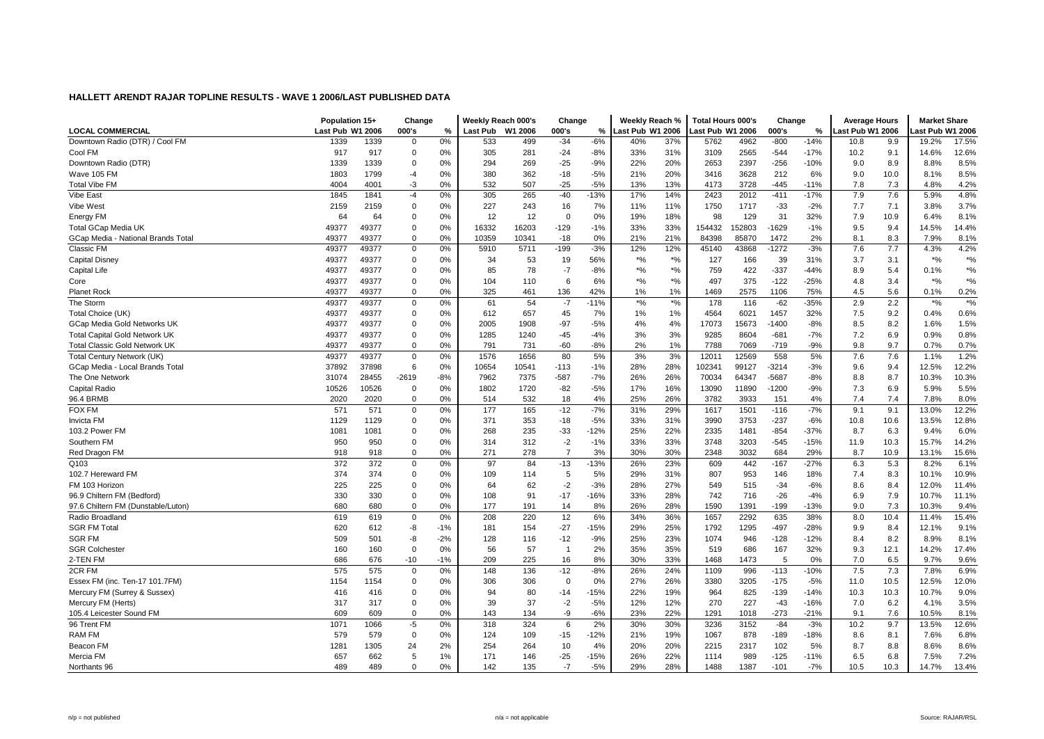## HALLETT ARENDT RAJAR TOPLINE RESULTS - WAVE 1 2006/LAST PUBLISHED DATA

| LOCAL COMMERCIAL | Population 15+ | | Change | | Weekly Reach 000's | | Change | | Weekly Reach % | | Total Hours 000's | | Change | | Average Hours | | Market Share | |
|---|---|---|---|---|---|---|---|---|---|---|---|---|---|---|---|---|---|---|
| | Last Pub | W1 2006 | 000's | % | Last Pub | W1 2006 | 000's | % | Last Pub | W1 2006 | Last Pub | W1 2006 | 000's | % | Last Pub | W1 2006 | Last Pub | W1 2006 |
| Downtown Radio (DTR) / Cool FM | 1339 | 1339 | 0 | 0% | 533 | 499 | -34 | -6% | 40% | 37% | 5762 | 4962 | -800 | -14% | 10.8 | 9.9 | 19.2% | 17.5% |
| Cool FM | 917 | 917 | 0 | 0% | 305 | 281 | -24 | -8% | 33% | 31% | 3109 | 2565 | -544 | -17% | 10.2 | 9.1 | 14.6% | 12.6% |
| Downtown Radio (DTR) | 1339 | 1339 | 0 | 0% | 294 | 269 | -25 | -9% | 22% | 20% | 2653 | 2397 | -256 | -10% | 9.0 | 8.9 | 8.8% | 8.5% |
| Wave 105 FM | 1803 | 1799 | -4 | 0% | 380 | 362 | -18 | -5% | 21% | 20% | 3416 | 3628 | 212 | 6% | 9.0 | 10.0 | 8.1% | 8.5% |
| Total Vibe FM | 4004 | 4001 | -3 | 0% | 532 | 507 | -25 | -5% | 13% | 13% | 4173 | 3728 | -445 | -11% | 7.8 | 7.3 | 4.8% | 4.2% |
| Vibe East | 1845 | 1841 | -4 | 0% | 305 | 265 | -40 | -13% | 17% | 14% | 2423 | 2012 | -411 | -17% | 7.9 | 7.6 | 5.9% | 4.8% |
| Vibe West | 2159 | 2159 | 0 | 0% | 227 | 243 | 16 | 7% | 11% | 11% | 1750 | 1717 | -33 | -2% | 7.7 | 7.1 | 3.8% | 3.7% |
| Energy FM | 64 | 64 | 0 | 0% | 12 | 12 | 0 | 0% | 19% | 18% | 98 | 129 | 31 | 32% | 7.9 | 10.9 | 6.4% | 8.1% |
| Total GCap Media UK | 49377 | 49377 | 0 | 0% | 16332 | 16203 | -129 | -1% | 33% | 33% | 154432 | 152803 | -1629 | -1% | 9.5 | 9.4 | 14.5% | 14.4% |
| GCap Media - National Brands Total | 49377 | 49377 | 0 | 0% | 10359 | 10341 | -18 | 0% | 21% | 21% | 84398 | 85870 | 1472 | 2% | 8.1 | 8.3 | 7.9% | 8.1% |
| Classic FM | 49377 | 49377 | 0 | 0% | 5910 | 5711 | -199 | -3% | 12% | 12% | 45140 | 43868 | -1272 | -3% | 7.6 | 7.7 | 4.3% | 4.2% |
| Capital Disney | 49377 | 49377 | 0 | 0% | 34 | 53 | 19 | 56% | *% | *% | 127 | 166 | 39 | 31% | 3.7 | 3.1 | *% | *% |
| Capital Life | 49377 | 49377 | 0 | 0% | 85 | 78 | -7 | -8% | *% | *% | 759 | 422 | -337 | -44% | 8.9 | 5.4 | 0.1% | *% |
| Core | 49377 | 49377 | 0 | 0% | 104 | 110 | 6 | 6% | *% | *% | 497 | 375 | -122 | -25% | 4.8 | 3.4 | *% | *% |
| Planet Rock | 49377 | 49377 | 0 | 0% | 325 | 461 | 136 | 42% | 1% | 1% | 1469 | 2575 | 1106 | 75% | 4.5 | 5.6 | 0.1% | 0.2% |
| The Storm | 49377 | 49377 | 0 | 0% | 61 | 54 | -7 | -11% | *% | *% | 178 | 116 | -62 | -35% | 2.9 | 2.2 | *% | *% |
| Total Choice (UK) | 49377 | 49377 | 0 | 0% | 612 | 657 | 45 | 7% | 1% | 1% | 4564 | 6021 | 1457 | 32% | 7.5 | 9.2 | 0.4% | 0.6% |
| GCap Media Gold Networks UK | 49377 | 49377 | 0 | 0% | 2005 | 1908 | -97 | -5% | 4% | 4% | 17073 | 15673 | -1400 | -8% | 8.5 | 8.2 | 1.6% | 1.5% |
| Total Capital Gold Network UK | 49377 | 49377 | 0 | 0% | 1285 | 1240 | -45 | -4% | 3% | 3% | 9285 | 8604 | -681 | -7% | 7.2 | 6.9 | 0.9% | 0.8% |
| Total Classic Gold Network UK | 49377 | 49377 | 0 | 0% | 791 | 731 | -60 | -8% | 2% | 1% | 7788 | 7069 | -719 | -9% | 9.8 | 9.7 | 0.7% | 0.7% |
| Total Century Network (UK) | 49377 | 49377 | 0 | 0% | 1576 | 1656 | 80 | 5% | 3% | 3% | 12011 | 12569 | 558 | 5% | 7.6 | 7.6 | 1.1% | 1.2% |
| GCap Media - Local Brands Total | 37892 | 37898 | 6 | 0% | 10654 | 10541 | -113 | -1% | 28% | 28% | 102341 | 99127 | -3214 | -3% | 9.6 | 9.4 | 12.5% | 12.2% |
| The One Network | 31074 | 28455 | -2619 | -8% | 7962 | 7375 | -587 | -7% | 26% | 26% | 70034 | 64347 | -5687 | -8% | 8.8 | 8.7 | 10.3% | 10.3% |
| Capital Radio | 10526 | 10526 | 0 | 0% | 1802 | 1720 | -82 | -5% | 17% | 16% | 13090 | 11890 | -1200 | -9% | 7.3 | 6.9 | 5.9% | 5.5% |
| 96.4 BRMB | 2020 | 2020 | 0 | 0% | 514 | 532 | 18 | 4% | 25% | 26% | 3782 | 3933 | 151 | 4% | 7.4 | 7.4 | 7.8% | 8.0% |
| FOX FM | 571 | 571 | 0 | 0% | 177 | 165 | -12 | -7% | 31% | 29% | 1617 | 1501 | -116 | -7% | 9.1 | 9.1 | 13.0% | 12.2% |
| Invicta FM | 1129 | 1129 | 0 | 0% | 371 | 353 | -18 | -5% | 33% | 31% | 3990 | 3753 | -237 | -6% | 10.8 | 10.6 | 13.5% | 12.8% |
| 103.2 Power FM | 1081 | 1081 | 0 | 0% | 268 | 235 | -33 | -12% | 25% | 22% | 2335 | 1481 | -854 | -37% | 8.7 | 6.3 | 9.4% | 6.0% |
| Southern FM | 950 | 950 | 0 | 0% | 314 | 312 | -2 | -1% | 33% | 33% | 3748 | 3203 | -545 | -15% | 11.9 | 10.3 | 15.7% | 14.2% |
| Red Dragon FM | 918 | 918 | 0 | 0% | 271 | 278 | 7 | 3% | 30% | 30% | 2348 | 3032 | 684 | 29% | 8.7 | 10.9 | 13.1% | 15.6% |
| Q103 | 372 | 372 | 0 | 0% | 97 | 84 | -13 | -13% | 26% | 23% | 609 | 442 | -167 | -27% | 6.3 | 5.3 | 8.2% | 6.1% |
| 102.7 Hereward FM | 374 | 374 | 0 | 0% | 109 | 114 | 5 | 5% | 29% | 31% | 807 | 953 | 146 | 18% | 7.4 | 8.3 | 10.1% | 10.9% |
| FM 103 Horizon | 225 | 225 | 0 | 0% | 64 | 62 | -2 | -3% | 28% | 27% | 549 | 515 | -34 | -6% | 8.6 | 8.4 | 12.0% | 11.4% |
| 96.9 Chiltern FM (Bedford) | 330 | 330 | 0 | 0% | 108 | 91 | -17 | -16% | 33% | 28% | 742 | 716 | -26 | -4% | 6.9 | 7.9 | 10.7% | 11.1% |
| 97.6 Chiltern FM (Dunstable/Luton) | 680 | 680 | 0 | 0% | 177 | 191 | 14 | 8% | 26% | 28% | 1590 | 1391 | -199 | -13% | 9.0 | 7.3 | 10.3% | 9.4% |
| Radio Broadland | 619 | 619 | 0 | 0% | 208 | 220 | 12 | 6% | 34% | 36% | 1657 | 2292 | 635 | 38% | 8.0 | 10.4 | 11.4% | 15.4% |
| SGR FM Total | 620 | 612 | -8 | -1% | 181 | 154 | -27 | -15% | 29% | 25% | 1792 | 1295 | -497 | -28% | 9.9 | 8.4 | 12.1% | 9.1% |
| SGR FM | 509 | 501 | -8 | -2% | 128 | 116 | -12 | -9% | 25% | 23% | 1074 | 946 | -128 | -12% | 8.4 | 8.2 | 8.9% | 8.1% |
| SGR Colchester | 160 | 160 | 0 | 0% | 56 | 57 | 1 | 2% | 35% | 35% | 519 | 686 | 167 | 32% | 9.3 | 12.1 | 14.2% | 17.4% |
| 2-TEN FM | 686 | 676 | -10 | -1% | 209 | 225 | 16 | 8% | 30% | 33% | 1468 | 1473 | 5 | 0% | 7.0 | 6.5 | 9.7% | 9.6% |
| 2CR FM | 575 | 575 | 0 | 0% | 148 | 136 | -12 | -8% | 26% | 24% | 1109 | 996 | -113 | -10% | 7.5 | 7.3 | 7.8% | 6.9% |
| Essex FM (inc. Ten-17 101.7FM) | 1154 | 1154 | 0 | 0% | 306 | 306 | 0 | 0% | 27% | 26% | 3380 | 3205 | -175 | -5% | 11.0 | 10.5 | 12.5% | 12.0% |
| Mercury FM (Surrey & Sussex) | 416 | 416 | 0 | 0% | 94 | 80 | -14 | -15% | 22% | 19% | 964 | 825 | -139 | -14% | 10.3 | 10.3 | 10.7% | 9.0% |
| Mercury FM (Herts) | 317 | 317 | 0 | 0% | 39 | 37 | -2 | -5% | 12% | 12% | 270 | 227 | -43 | -16% | 7.0 | 6.2 | 4.1% | 3.5% |
| 105.4 Leicester Sound FM | 609 | 609 | 0 | 0% | 143 | 134 | -9 | -6% | 23% | 22% | 1291 | 1018 | -273 | -21% | 9.1 | 7.6 | 10.5% | 8.1% |
| 96 Trent FM | 1071 | 1066 | -5 | 0% | 318 | 324 | 6 | 2% | 30% | 30% | 3236 | 3152 | -84 | -3% | 10.2 | 9.7 | 13.5% | 12.6% |
| RAM FM | 579 | 579 | 0 | 0% | 124 | 109 | -15 | -12% | 21% | 19% | 1067 | 878 | -189 | -18% | 8.6 | 8.1 | 7.6% | 6.8% |
| Beacon FM | 1281 | 1305 | 24 | 2% | 254 | 264 | 10 | 4% | 20% | 20% | 2215 | 2317 | 102 | 5% | 8.7 | 8.8 | 8.6% | 8.6% |
| Mercia FM | 657 | 662 | 5 | 1% | 171 | 146 | -25 | -15% | 26% | 22% | 1114 | 989 | -125 | -11% | 6.5 | 6.8 | 7.5% | 7.2% |
| Northants 96 | 489 | 489 | 0 | 0% | 142 | 135 | -7 | -5% | 29% | 28% | 1488 | 1387 | -101 | -7% | 10.5 | 10.3 | 14.7% | 13.4% |

n/p = not published n/a = not applicable Source: RAJAR/RSL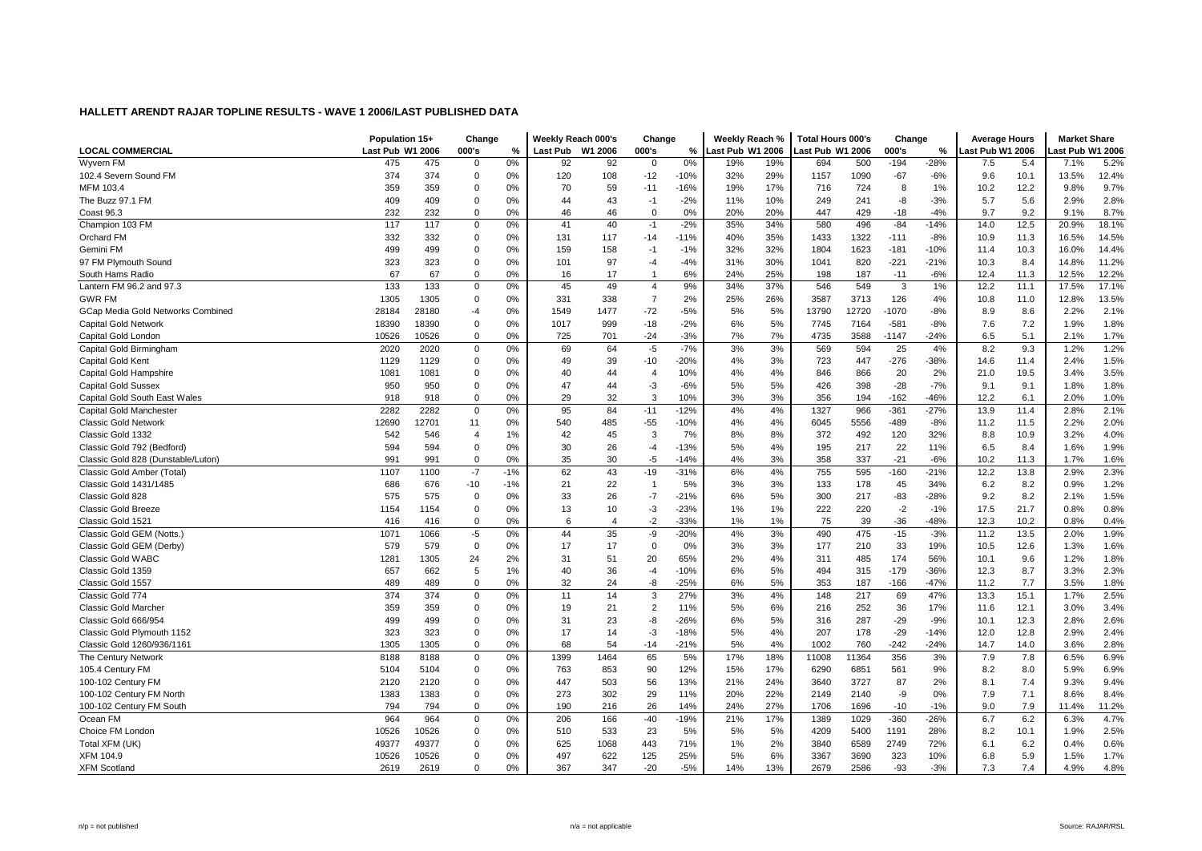# HALLETT ARENDT RAJAR TOPLINE RESULTS - WAVE 1 2006/LAST PUBLISHED DATA

| LOCAL COMMERCIAL | Population 15+ | | Change | | Weekly Reach 000's | | Change | | Weekly Reach % | | Total Hours 000's | | Change | | Average Hours | | Market Share | |
|---|---|---|---|---|---|---|---|---|---|---|---|---|---|---|---|---|---|---|
| | Last Pub | W1 2006 | 000's | % | Last Pub | W1 2006 | 000's | % | Last Pub | W1 2006 | Last Pub | W1 2006 | 000's | % | Last Pub | W1 2006 | Last Pub | W1 2006 |
| Wyvern FM | 475 | 475 | 0 | 0% | 92 | 92 | 0 | 0% | 19% | 19% | 694 | 500 | -194 | -28% | 7.5 | 5.4 | 7.1% | 5.2% |
| 102.4 Severn Sound FM | 374 | 374 | 0 | 0% | 120 | 108 | -12 | -10% | 32% | 29% | 1157 | 1090 | -67 | -6% | 9.6 | 10.1 | 13.5% | 12.4% |
| MFM 103.4 | 359 | 359 | 0 | 0% | 70 | 59 | -11 | -16% | 19% | 17% | 716 | 724 | 8 | 1% | 10.2 | 12.2 | 9.8% | 9.7% |
| The Buzz 97.1 FM | 409 | 409 | 0 | 0% | 44 | 43 | -1 | -2% | 11% | 10% | 249 | 241 | -8 | -3% | 5.7 | 5.6 | 2.9% | 2.8% |
| Coast 96.3 | 232 | 232 | 0 | 0% | 46 | 46 | 0 | 0% | 20% | 20% | 447 | 429 | -18 | -4% | 9.7 | 9.2 | 9.1% | 8.7% |
| Champion 103 FM | 117 | 117 | 0 | 0% | 41 | 40 | -1 | -2% | 35% | 34% | 580 | 496 | -84 | -14% | 14.0 | 12.5 | 20.9% | 18.1% |
| Orchard FM | 332 | 332 | 0 | 0% | 131 | 117 | -14 | -11% | 40% | 35% | 1433 | 1322 | -111 | -8% | 10.9 | 11.3 | 16.5% | 14.5% |
| Gemini FM | 499 | 499 | 0 | 0% | 159 | 158 | -1 | -1% | 32% | 32% | 1804 | 1623 | -181 | -10% | 11.4 | 10.3 | 16.0% | 14.4% |
| 97 FM Plymouth Sound | 323 | 323 | 0 | 0% | 101 | 97 | -4 | -4% | 31% | 30% | 1041 | 820 | -221 | -21% | 10.3 | 8.4 | 14.8% | 11.2% |
| South Hams Radio | 67 | 67 | 0 | 0% | 16 | 17 | 1 | 6% | 24% | 25% | 198 | 187 | -11 | -6% | 12.4 | 11.3 | 12.5% | 12.2% |
| Lantern FM 96.2 and 97.3 | 133 | 133 | 0 | 0% | 45 | 49 | 4 | 9% | 34% | 37% | 546 | 549 | 3 | 1% | 12.2 | 11.1 | 17.5% | 17.1% |
| GWR FM | 1305 | 1305 | 0 | 0% | 331 | 338 | 7 | 2% | 25% | 26% | 3587 | 3713 | 126 | 4% | 10.8 | 11.0 | 12.8% | 13.5% |
| GCap Media Gold Networks Combined | 28184 | 28180 | -4 | 0% | 1549 | 1477 | -72 | -5% | 5% | 5% | 13790 | 12720 | -1070 | -8% | 8.9 | 8.6 | 2.2% | 2.1% |
| Capital Gold Network | 18390 | 18390 | 0 | 0% | 1017 | 999 | -18 | -2% | 6% | 5% | 7745 | 7164 | -581 | -8% | 7.6 | 7.2 | 1.9% | 1.8% |
| Capital Gold London | 10526 | 10526 | 0 | 0% | 725 | 701 | -24 | -3% | 7% | 7% | 4735 | 3588 | -1147 | -24% | 6.5 | 5.1 | 2.1% | 1.7% |
| Capital Gold Birmingham | 2020 | 2020 | 0 | 0% | 69 | 64 | -5 | -7% | 3% | 3% | 569 | 594 | 25 | 4% | 8.2 | 9.3 | 1.2% | 1.2% |
| Capital Gold Kent | 1129 | 1129 | 0 | 0% | 49 | 39 | -10 | -20% | 4% | 3% | 723 | 447 | -276 | -38% | 14.6 | 11.4 | 2.4% | 1.5% |
| Capital Gold Hampshire | 1081 | 1081 | 0 | 0% | 40 | 44 | 4 | 10% | 4% | 4% | 846 | 866 | 20 | 2% | 21.0 | 19.5 | 3.4% | 3.5% |
| Capital Gold Sussex | 950 | 950 | 0 | 0% | 47 | 44 | -3 | -6% | 5% | 5% | 426 | 398 | -28 | -7% | 9.1 | 9.1 | 1.8% | 1.8% |
| Capital Gold South East Wales | 918 | 918 | 0 | 0% | 29 | 32 | 3 | 10% | 3% | 3% | 356 | 194 | -162 | -46% | 12.2 | 6.1 | 2.0% | 1.0% |
| Capital Gold Manchester | 2282 | 2282 | 0 | 0% | 95 | 84 | -11 | -12% | 4% | 4% | 1327 | 966 | -361 | -27% | 13.9 | 11.4 | 2.8% | 2.1% |
| Classic Gold Network | 12690 | 12701 | 11 | 0% | 540 | 485 | -55 | -10% | 4% | 4% | 6045 | 5556 | -489 | -8% | 11.2 | 11.5 | 2.2% | 2.0% |
| Classic Gold 1332 | 542 | 546 | 4 | 1% | 42 | 45 | 3 | 7% | 8% | 8% | 372 | 492 | 120 | 32% | 8.8 | 10.9 | 3.2% | 4.0% |
| Classic Gold 792 (Bedford) | 594 | 594 | 0 | 0% | 30 | 26 | -4 | -13% | 5% | 4% | 195 | 217 | 22 | 11% | 6.5 | 8.4 | 1.6% | 1.9% |
| Classic Gold 828 (Dunstable/Luton) | 991 | 991 | 0 | 0% | 35 | 30 | -5 | -14% | 4% | 3% | 358 | 337 | -21 | -6% | 10.2 | 11.3 | 1.7% | 1.6% |
| Classic Gold Amber (Total) | 1107 | 1100 | -7 | -1% | 62 | 43 | -19 | -31% | 6% | 4% | 755 | 595 | -160 | -21% | 12.2 | 13.8 | 2.9% | 2.3% |
| Classic Gold 1431/1485 | 686 | 676 | -10 | -1% | 21 | 22 | 1 | 5% | 3% | 3% | 133 | 178 | 45 | 34% | 6.2 | 8.2 | 0.9% | 1.2% |
| Classic Gold 828 | 575 | 575 | 0 | 0% | 33 | 26 | -7 | -21% | 6% | 5% | 300 | 217 | -83 | -28% | 9.2 | 8.2 | 2.1% | 1.5% |
| Classic Gold Breeze | 1154 | 1154 | 0 | 0% | 13 | 10 | -3 | -23% | 1% | 1% | 222 | 220 | -2 | -1% | 17.5 | 21.7 | 0.8% | 0.8% |
| Classic Gold 1521 | 416 | 416 | 0 | 0% | 6 | 4 | -2 | -33% | 1% | 1% | 75 | 39 | -36 | -48% | 12.3 | 10.2 | 0.8% | 0.4% |
| Classic Gold GEM (Notts.) | 1071 | 1066 | -5 | 0% | 44 | 35 | -9 | -20% | 4% | 3% | 490 | 475 | -15 | -3% | 11.2 | 13.5 | 2.0% | 1.9% |
| Classic Gold GEM (Derby) | 579 | 579 | 0 | 0% | 17 | 17 | 0 | 0% | 3% | 3% | 177 | 210 | 33 | 19% | 10.5 | 12.6 | 1.3% | 1.6% |
| Classic Gold WABC | 1281 | 1305 | 24 | 2% | 31 | 51 | 20 | 65% | 2% | 4% | 311 | 485 | 174 | 56% | 10.1 | 9.6 | 1.2% | 1.8% |
| Classic Gold 1359 | 657 | 662 | 5 | 1% | 40 | 36 | -4 | -10% | 6% | 5% | 494 | 315 | -179 | -36% | 12.3 | 8.7 | 3.3% | 2.3% |
| Classic Gold 1557 | 489 | 489 | 0 | 0% | 32 | 24 | -8 | -25% | 6% | 5% | 353 | 187 | -166 | -47% | 11.2 | 7.7 | 3.5% | 1.8% |
| Classic Gold 774 | 374 | 374 | 0 | 0% | 11 | 14 | 3 | 27% | 3% | 4% | 148 | 217 | 69 | 47% | 13.3 | 15.1 | 1.7% | 2.5% |
| Classic Gold Marcher | 359 | 359 | 0 | 0% | 19 | 21 | 2 | 11% | 5% | 6% | 216 | 252 | 36 | 17% | 11.6 | 12.1 | 3.0% | 3.4% |
| Classic Gold 666/954 | 499 | 499 | 0 | 0% | 31 | 23 | -8 | -26% | 6% | 5% | 316 | 287 | -29 | -9% | 10.1 | 12.3 | 2.8% | 2.6% |
| Classic Gold Plymouth 1152 | 323 | 323 | 0 | 0% | 17 | 14 | -3 | -18% | 5% | 4% | 207 | 178 | -29 | -14% | 12.0 | 12.8 | 2.9% | 2.4% |
| Classic Gold 1260/936/1161 | 1305 | 1305 | 0 | 0% | 68 | 54 | -14 | -21% | 5% | 4% | 1002 | 760 | -242 | -24% | 14.7 | 14.0 | 3.6% | 2.8% |
| The Century Network | 8188 | 8188 | 0 | 0% | 1399 | 1464 | 65 | 5% | 17% | 18% | 11008 | 11364 | 356 | 3% | 7.9 | 7.8 | 6.5% | 6.9% |
| 105.4 Century FM | 5104 | 5104 | 0 | 0% | 763 | 853 | 90 | 12% | 15% | 17% | 6290 | 6851 | 561 | 9% | 8.2 | 8.0 | 5.9% | 6.9% |
| 100-102 Century FM | 2120 | 2120 | 0 | 0% | 447 | 503 | 56 | 13% | 21% | 24% | 3640 | 3727 | 87 | 2% | 8.1 | 7.4 | 9.3% | 9.4% |
| 100-102 Century FM North | 1383 | 1383 | 0 | 0% | 273 | 302 | 29 | 11% | 20% | 22% | 2149 | 2140 | -9 | 0% | 7.9 | 7.1 | 8.6% | 8.4% |
| 100-102 Century FM South | 794 | 794 | 0 | 0% | 190 | 216 | 26 | 14% | 24% | 27% | 1706 | 1696 | -10 | -1% | 9.0 | 7.9 | 11.4% | 11.2% |
| Ocean FM | 964 | 964 | 0 | 0% | 206 | 166 | -40 | -19% | 21% | 17% | 1389 | 1029 | -360 | -26% | 6.7 | 6.2 | 6.3% | 4.7% |
| Choice FM London | 10526 | 10526 | 0 | 0% | 510 | 533 | 23 | 5% | 5% | 5% | 4209 | 5400 | 1191 | 28% | 8.2 | 10.1 | 1.9% | 2.5% |
| Total XFM (UK) | 49377 | 49377 | 0 | 0% | 625 | 1068 | 443 | 71% | 1% | 2% | 3840 | 6589 | 2749 | 72% | 6.1 | 6.2 | 0.4% | 0.6% |
| XFM 104.9 | 10526 | 10526 | 0 | 0% | 497 | 622 | 125 | 25% | 5% | 6% | 3367 | 3690 | 323 | 10% | 6.8 | 5.9 | 1.5% | 1.7% |
| XFM Scotland | 2619 | 2619 | 0 | 0% | 367 | 347 | -20 | -5% | 14% | 13% | 2679 | 2586 | -93 | -3% | 7.3 | 7.4 | 4.9% | 4.8% |

n/p = not published    n/a = not applicable    Source: RAJAR/RSL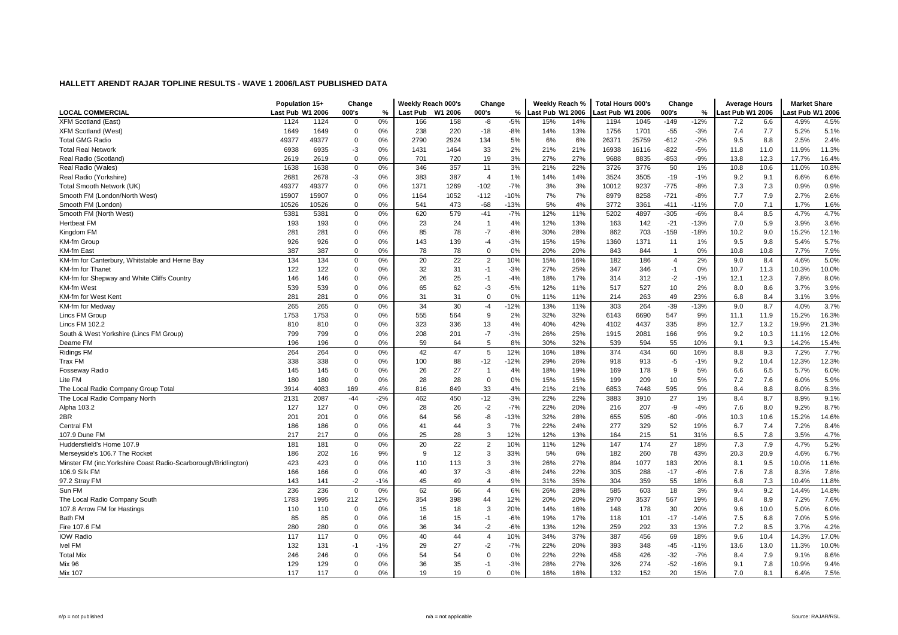## HALLETT ARENDT RAJAR TOPLINE RESULTS - WAVE 1 2006/LAST PUBLISHED DATA

| | Population 15+ | | Change | | Weekly Reach 000's | | Change | | Weekly Reach % | | Total Hours 000's | | Change | | Average Hours | | Market Share | |
|---|---|---|---|---|---|---|---|---|---|---|---|---|---|---|---|---|---|---|
| LOCAL COMMERCIAL | Last Pub | W1 2006 | 000's | % | Last Pub | W1 2006 | 000's | % | Last Pub | W1 2006 | Last Pub | W1 2006 | 000's | % | Last Pub | W1 2006 | Last Pub | W1 2006 |
| XFM Scotland (East) | 1124 | 1124 | 0 | 0% | 166 | 158 | -8 | -5% | 15% | 14% | 1194 | 1045 | -149 | -12% | 7.2 | 6.6 | 4.9% | 4.5% |
| XFM Scotland (West) | 1649 | 1649 | 0 | 0% | 238 | 220 | -18 | -8% | 14% | 13% | 1756 | 1701 | -55 | -3% | 7.4 | 7.7 | 5.2% | 5.1% |
| Total GMG Radio | 49377 | 49377 | 0 | 0% | 2790 | 2924 | 134 | 5% | 6% | 6% | 26371 | 25759 | -612 | -2% | 9.5 | 8.8 | 2.5% | 2.4% |
| Total Real Network | 6938 | 6935 | -3 | 0% | 1431 | 1464 | 33 | 2% | 21% | 21% | 16938 | 16116 | -822 | -5% | 11.8 | 11.0 | 11.9% | 11.3% |
| Real Radio (Scotland) | 2619 | 2619 | 0 | 0% | 701 | 720 | 19 | 3% | 27% | 27% | 9688 | 8835 | -853 | -9% | 13.8 | 12.3 | 17.7% | 16.4% |
| Real Radio (Wales) | 1638 | 1638 | 0 | 0% | 346 | 357 | 11 | 3% | 21% | 22% | 3726 | 3776 | 50 | 1% | 10.8 | 10.6 | 11.0% | 10.8% |
| Real Radio (Yorkshire) | 2681 | 2678 | -3 | 0% | 383 | 387 | 4 | 1% | 14% | 14% | 3524 | 3505 | -19 | -1% | 9.2 | 9.1 | 6.6% | 6.6% |
| Total Smooth Network (UK) | 49377 | 49377 | 0 | 0% | 1371 | 1269 | -102 | -7% | 3% | 3% | 10012 | 9237 | -775 | -8% | 7.3 | 7.3 | 0.9% | 0.9% |
| Smooth FM (London/North West) | 15907 | 15907 | 0 | 0% | 1164 | 1052 | -112 | -10% | 7% | 7% | 8979 | 8258 | -721 | -8% | 7.7 | 7.9 | 2.7% | 2.6% |
| Smooth FM (London) | 10526 | 10526 | 0 | 0% | 541 | 473 | -68 | -13% | 5% | 4% | 3772 | 3361 | -411 | -11% | 7.0 | 7.1 | 1.7% | 1.6% |
| Smooth FM (North West) | 5381 | 5381 | 0 | 0% | 620 | 579 | -41 | -7% | 12% | 11% | 5202 | 4897 | -305 | -6% | 8.4 | 8.5 | 4.7% | 4.7% |
| Hertbeat FM | 193 | 193 | 0 | 0% | 23 | 24 | 1 | 4% | 12% | 13% | 163 | 142 | -21 | -13% | 7.0 | 5.9 | 3.9% | 3.6% |
| Kingdom FM | 281 | 281 | 0 | 0% | 85 | 78 | -7 | -8% | 30% | 28% | 862 | 703 | -159 | -18% | 10.2 | 9.0 | 15.2% | 12.1% |
| KM-fm Group | 926 | 926 | 0 | 0% | 143 | 139 | -4 | -3% | 15% | 15% | 1360 | 1371 | 11 | 1% | 9.5 | 9.8 | 5.4% | 5.7% |
| KM-fm East | 387 | 387 | 0 | 0% | 78 | 78 | 0 | 0% | 20% | 20% | 843 | 844 | 1 | 0% | 10.8 | 10.8 | 7.7% | 7.9% |
| KM-fm for Canterbury, Whitstable and Herne Bay | 134 | 134 | 0 | 0% | 20 | 22 | 2 | 10% | 15% | 16% | 182 | 186 | 4 | 2% | 9.0 | 8.4 | 4.6% | 5.0% |
| KM-fm for Thanet | 122 | 122 | 0 | 0% | 32 | 31 | -1 | -3% | 27% | 25% | 347 | 346 | -1 | 0% | 10.7 | 11.3 | 10.3% | 10.0% |
| KM-fm for Shepway and White Cliffs Country | 146 | 146 | 0 | 0% | 26 | 25 | -1 | -4% | 18% | 17% | 314 | 312 | -2 | -1% | 12.1 | 12.3 | 7.8% | 8.0% |
| KM-fm West | 539 | 539 | 0 | 0% | 65 | 62 | -3 | -5% | 12% | 11% | 517 | 527 | 10 | 2% | 8.0 | 8.6 | 3.7% | 3.9% |
| KM-fm for West Kent | 281 | 281 | 0 | 0% | 31 | 31 | 0 | 0% | 11% | 11% | 214 | 263 | 49 | 23% | 6.8 | 8.4 | 3.1% | 3.9% |
| KM-fm for Medway | 265 | 265 | 0 | 0% | 34 | 30 | -4 | -12% | 13% | 11% | 303 | 264 | -39 | -13% | 9.0 | 8.7 | 4.0% | 3.7% |
| Lincs FM Group | 1753 | 1753 | 0 | 0% | 555 | 564 | 9 | 2% | 32% | 32% | 6143 | 6690 | 547 | 9% | 11.1 | 11.9 | 15.2% | 16.3% |
| Lincs FM 102.2 | 810 | 810 | 0 | 0% | 323 | 336 | 13 | 4% | 40% | 42% | 4102 | 4437 | 335 | 8% | 12.7 | 13.2 | 19.9% | 21.3% |
| South & West Yorkshire (Lincs FM Group) | 799 | 799 | 0 | 0% | 208 | 201 | -7 | -3% | 26% | 25% | 1915 | 2081 | 166 | 9% | 9.2 | 10.3 | 11.1% | 12.0% |
| Dearne FM | 196 | 196 | 0 | 0% | 59 | 64 | 5 | 8% | 30% | 32% | 539 | 594 | 55 | 10% | 9.1 | 9.3 | 14.2% | 15.4% |
| Ridings FM | 264 | 264 | 0 | 0% | 42 | 47 | 5 | 12% | 16% | 18% | 374 | 434 | 60 | 16% | 8.8 | 9.3 | 7.2% | 7.7% |
| Trax FM | 338 | 338 | 0 | 0% | 100 | 88 | -12 | -12% | 29% | 26% | 918 | 913 | -5 | -1% | 9.2 | 10.4 | 12.3% | 12.3% |
| Fosseway Radio | 145 | 145 | 0 | 0% | 26 | 27 | 1 | 4% | 18% | 19% | 169 | 178 | 9 | 5% | 6.6 | 6.5 | 5.7% | 6.0% |
| Lite FM | 180 | 180 | 0 | 0% | 28 | 28 | 0 | 0% | 15% | 15% | 199 | 209 | 10 | 5% | 7.2 | 7.6 | 6.0% | 5.9% |
| The Local Radio Company Group Total | 3914 | 4083 | 169 | 4% | 816 | 849 | 33 | 4% | 21% | 21% | 6853 | 7448 | 595 | 9% | 8.4 | 8.8 | 8.0% | 8.3% |
| The Local Radio Company North | 2131 | 2087 | -44 | -2% | 462 | 450 | -12 | -3% | 22% | 22% | 3883 | 3910 | 27 | 1% | 8.4 | 8.7 | 8.9% | 9.1% |
| Alpha 103.2 | 127 | 127 | 0 | 0% | 28 | 26 | -2 | -7% | 22% | 20% | 216 | 207 | -9 | -4% | 7.6 | 8.0 | 9.2% | 8.7% |
| 2BR | 201 | 201 | 0 | 0% | 64 | 56 | -8 | -13% | 32% | 28% | 655 | 595 | -60 | -9% | 10.3 | 10.6 | 15.2% | 14.6% |
| Central FM | 186 | 186 | 0 | 0% | 41 | 44 | 3 | 7% | 22% | 24% | 277 | 329 | 52 | 19% | 6.7 | 7.4 | 7.2% | 8.4% |
| 107.9 Dune FM | 217 | 217 | 0 | 0% | 25 | 28 | 3 | 12% | 12% | 13% | 164 | 215 | 51 | 31% | 6.5 | 7.8 | 3.5% | 4.7% |
| Huddersfield's Home 107.9 | 181 | 181 | 0 | 0% | 20 | 22 | 2 | 10% | 11% | 12% | 147 | 174 | 27 | 18% | 7.3 | 7.9 | 4.7% | 5.2% |
| Merseyside's 106.7 The Rocket | 186 | 202 | 16 | 9% | 9 | 12 | 3 | 33% | 5% | 6% | 182 | 260 | 78 | 43% | 20.3 | 20.9 | 4.6% | 6.7% |
| Minster FM (inc.Yorkshire Coast Radio-Scarborough/Bridlington) | 423 | 423 | 0 | 0% | 110 | 113 | 3 | 3% | 26% | 27% | 894 | 1077 | 183 | 20% | 8.1 | 9.5 | 10.0% | 11.6% |
| 106.9 Silk FM | 166 | 166 | 0 | 0% | 40 | 37 | -3 | -8% | 24% | 22% | 305 | 288 | -17 | -6% | 7.6 | 7.8 | 8.3% | 7.8% |
| 97.2 Stray FM | 143 | 141 | -2 | -1% | 45 | 49 | 4 | 9% | 31% | 35% | 304 | 359 | 55 | 18% | 6.8 | 7.3 | 10.4% | 11.8% |
| Sun FM | 236 | 236 | 0 | 0% | 62 | 66 | 4 | 6% | 26% | 28% | 585 | 603 | 18 | 3% | 9.4 | 9.2 | 14.4% | 14.8% |
| The Local Radio Company South | 1783 | 1995 | 212 | 12% | 354 | 398 | 44 | 12% | 20% | 20% | 2970 | 3537 | 567 | 19% | 8.4 | 8.9 | 7.2% | 7.6% |
| 107.8 Arrow FM for Hastings | 110 | 110 | 0 | 0% | 15 | 18 | 3 | 20% | 14% | 16% | 148 | 178 | 30 | 20% | 9.6 | 10.0 | 5.0% | 6.0% |
| Bath FM | 85 | 85 | 0 | 0% | 16 | 15 | -1 | -6% | 19% | 17% | 118 | 101 | -17 | -14% | 7.5 | 6.8 | 7.0% | 5.9% |
| Fire 107.6 FM | 280 | 280 | 0 | 0% | 36 | 34 | -2 | -6% | 13% | 12% | 259 | 292 | 33 | 13% | 7.2 | 8.5 | 3.7% | 4.2% |
| IOW Radio | 117 | 117 | 0 | 0% | 40 | 44 | 4 | 10% | 34% | 37% | 387 | 456 | 69 | 18% | 9.6 | 10.4 | 14.3% | 17.0% |
| Ivel FM | 132 | 131 | -1 | -1% | 29 | 27 | -2 | -7% | 22% | 20% | 393 | 348 | -45 | -11% | 13.6 | 13.0 | 11.3% | 10.0% |
| Total Mix | 246 | 246 | 0 | 0% | 54 | 54 | 0 | 0% | 22% | 22% | 458 | 426 | -32 | -7% | 8.4 | 7.9 | 9.1% | 8.6% |
| Mix 96 | 129 | 129 | 0 | 0% | 36 | 35 | -1 | -3% | 28% | 27% | 326 | 274 | -52 | -16% | 9.1 | 7.8 | 10.9% | 9.4% |
| Mix 107 | 117 | 117 | 0 | 0% | 19 | 19 | 0 | 0% | 16% | 16% | 132 | 152 | 20 | 15% | 7.0 | 8.1 | 6.4% | 7.5% |

n/p = not published | n/a = not applicable | Source: RAJAR/RSL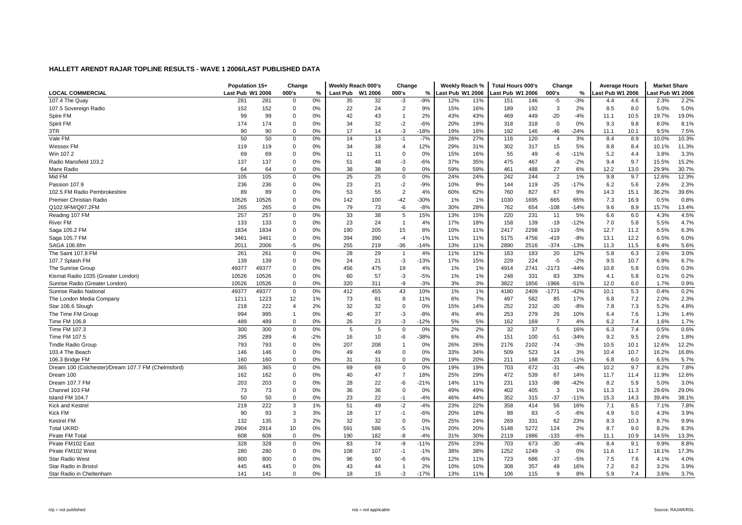## HALLETT ARENDT RAJAR TOPLINE RESULTS - WAVE 1 2006/LAST PUBLISHED DATA

| LOCAL COMMERCIAL | Population 15+ | | Change | | Weekly Reach 000's | | Change | | Weekly Reach % | | Total Hours 000's | | Change | | Average Hours | | Market Share | |
|---|---|---|---|---|---|---|---|---|---|---|---|---|---|---|---|---|---|---|
| | Last Pub | W1 2006 | 000's | % | Last Pub | W1 2006 | 000's | % | Last Pub | W1 2006 | Last Pub | W1 2006 | 000's | % | Last Pub | W1 2006 | Last Pub | W1 2006 |
| 107.4 The Quay | 281 | 281 | 0 | 0% | 35 | 32 | -3 | -9% | 12% | 11% | 151 | 146 | -5 | -3% | 4.4 | 4.6 | 2.3% | 2.2% |
| 107.5 Sovereign Radio | 152 | 152 | 0 | 0% | 22 | 24 | 2 | 9% | 15% | 16% | 189 | 192 | 3 | 2% | 8.5 | 8.0 | 5.0% | 5.0% |
| Spire FM | 99 | 99 | 0 | 0% | 42 | 43 | 1 | 2% | 43% | 43% | 469 | 449 | -20 | -4% | 11.1 | 10.5 | 19.7% | 19.0% |
| Spirit FM | 174 | 174 | 0 | 0% | 34 | 32 | -2 | -6% | 20% | 19% | 318 | 318 | 0 | 0% | 9.3 | 9.8 | 8.0% | 8.1% |
| 3TR | 90 | 90 | 0 | 0% | 17 | 14 | -3 | -18% | 19% | 16% | 192 | 146 | -46 | -24% | 11.1 | 10.1 | 9.5% | 7.5% |
| Vale FM | 50 | 50 | 0 | 0% | 14 | 13 | -1 | -7% | 28% | 27% | 116 | 120 | 4 | 3% | 8.4 | 8.9 | 10.0% | 10.3% |
| Wessex FM | 119 | 119 | 0 | 0% | 34 | 38 | 4 | 12% | 29% | 31% | 302 | 317 | 15 | 5% | 8.8 | 8.4 | 10.1% | 11.3% |
| Win 107.2 | 69 | 69 | 0 | 0% | 11 | 11 | 0 | 0% | 15% | 16% | 55 | 49 | -6 | -11% | 5.2 | 4.4 | 3.8% | 3.3% |
| Radio Mansfield 103.2 | 137 | 137 | 0 | 0% | 51 | 48 | -3 | -6% | 37% | 35% | 475 | 467 | -8 | -2% | 9.4 | 9.7 | 15.5% | 15.2% |
| Manx Radio | 64 | 64 | 0 | 0% | 38 | 38 | 0 | 0% | 59% | 59% | 461 | 488 | 27 | 6% | 12.2 | 13.0 | 29.9% | 30.7% |
| Mid FM | 105 | 105 | 0 | 0% | 25 | 25 | 0 | 0% | 24% | 24% | 242 | 244 | 2 | 1% | 9.8 | 9.7 | 12.6% | 12.3% |
| Passion 107.9 | 236 | 236 | 0 | 0% | 23 | 21 | -2 | -9% | 10% | 9% | 144 | 119 | -25 | -17% | 6.2 | 5.6 | 2.6% | 2.3% |
| 102.5 FM Radio Pembrokeshire | 89 | 89 | 0 | 0% | 53 | 55 | 2 | 4% | 60% | 62% | 760 | 827 | 67 | 9% | 14.3 | 15.1 | 36.2% | 39.6% |
| Premier Christian Radio | 10526 | 10526 | 0 | 0% | 142 | 100 | -42 | -30% | 1% | 1% | 1030 | 1695 | 665 | 65% | 7.3 | 16.9 | 0.5% | 0.8% |
| Q102.9FM/Q97.2FM | 265 | 265 | 0 | 0% | 79 | 73 | -6 | -8% | 30% | 28% | 762 | 654 | -108 | -14% | 9.6 | 8.9 | 15.7% | 13.4% |
| Reading 107 FM | 257 | 257 | 0 | 0% | 33 | 38 | 5 | 15% | 13% | 15% | 220 | 231 | 11 | 5% | 6.6 | 6.0 | 4.3% | 4.5% |
| River FM | 133 | 133 | 0 | 0% | 23 | 24 | 1 | 4% | 17% | 18% | 158 | 139 | -19 | -12% | 7.0 | 5.8 | 5.5% | 4.7% |
| Saga 105.2 FM | 1834 | 1834 | 0 | 0% | 190 | 205 | 15 | 8% | 10% | 11% | 2417 | 2298 | -119 | -5% | 12.7 | 11.2 | 6.5% | 6.3% |
| Saga 105.7 FM | 3461 | 3461 | 0 | 0% | 394 | 390 | -4 | -1% | 11% | 11% | 5175 | 4756 | -419 | -8% | 13.1 | 12.2 | 6.5% | 6.0% |
| SAGA 106.6fm | 2011 | 2006 | -5 | 0% | 255 | 219 | -36 | -14% | 13% | 11% | 2890 | 2516 | -374 | -13% | 11.3 | 11.5 | 6.4% | 5.6% |
| The Saint 107.8 FM | 261 | 261 | 0 | 0% | 28 | 29 | 1 | 4% | 11% | 11% | 163 | 183 | 20 | 12% | 5.8 | 6.3 | 2.6% | 3.0% |
| 107.7 Splash FM | 139 | 139 | 0 | 0% | 24 | 21 | -3 | -13% | 17% | 15% | 229 | 224 | -5 | -2% | 9.5 | 10.7 | 6.9% | 6.7% |
| The Sunrise Group | 49377 | 49377 | 0 | 0% | 456 | 475 | 19 | 4% | 1% | 1% | 4914 | 2741 | -2173 | -44% | 10.8 | 5.8 | 0.5% | 0.3% |
| Kismat Radio 1035 (Greater London) | 10526 | 10526 | 0 | 0% | 60 | 57 | -3 | -5% | 1% | 1% | 248 | 331 | 83 | 33% | 4.1 | 5.8 | 0.1% | 0.2% |
| Sunrise Radio (Greater London) | 10526 | 10526 | 0 | 0% | 320 | 311 | -9 | -3% | 3% | 3% | 3822 | 1856 | -1966 | -51% | 12.0 | 6.0 | 1.7% | 0.9% |
| Sunrise Radio National | 49377 | 49377 | 0 | 0% | 412 | 455 | 43 | 10% | 1% | 1% | 4180 | 2409 | -1771 | -42% | 10.1 | 5.3 | 0.4% | 0.2% |
| The London Media Company | 1211 | 1223 | 12 | 1% | 73 | 81 | 8 | 11% | 6% | 7% | 497 | 582 | 85 | 17% | 6.8 | 7.2 | 2.0% | 2.3% |
| Star 106.6 Slough | 218 | 222 | 4 | 2% | 32 | 32 | 0 | 0% | 15% | 14% | 252 | 232 | -20 | -8% | 7.8 | 7.3 | 5.2% | 4.8% |
| The Time FM Group | 994 | 995 | 1 | 0% | 40 | 37 | -3 | -8% | 4% | 4% | 253 | 279 | 26 | 10% | 6.4 | 7.6 | 1.3% | 1.4% |
| Time FM 106.8 | 489 | 489 | 0 | 0% | 26 | 23 | -3 | -12% | 5% | 5% | 162 | 169 | 7 | 4% | 6.2 | 7.4 | 1.6% | 1.7% |
| Time FM 107.3 | 300 | 300 | 0 | 0% | 5 | 5 | 0 | 0% | 2% | 2% | 32 | 37 | 5 | 16% | 6.3 | 7.4 | 0.5% | 0.6% |
| Time FM 107.5 | 295 | 289 | -6 | -2% | 16 | 10 | -6 | -38% | 6% | 4% | 151 | 100 | -51 | -34% | 9.2 | 9.5 | 2.6% | 1.8% |
| Tindle Radio Group | 793 | 793 | 0 | 0% | 207 | 208 | 1 | 0% | 26% | 26% | 2176 | 2102 | -74 | -3% | 10.5 | 10.1 | 12.6% | 12.2% |
| 103.4 The Beach | 146 | 146 | 0 | 0% | 49 | 49 | 0 | 0% | 33% | 34% | 509 | 523 | 14 | 3% | 10.4 | 10.7 | 16.2% | 16.8% |
| 106.3 Bridge FM | 160 | 160 | 0 | 0% | 31 | 31 | 0 | 0% | 19% | 20% | 211 | 188 | -23 | -11% | 6.8 | 6.0 | 6.5% | 5.7% |
| Dream 100 (Colchester)/Dream 107.7 FM (Chelmsford) | 365 | 365 | 0 | 0% | 69 | 69 | 0 | 0% | 19% | 19% | 703 | 672 | -31 | -4% | 10.2 | 9.7 | 8.2% | 7.8% |
| Dream 100 | 162 | 162 | 0 | 0% | 40 | 47 | 7 | 18% | 25% | 29% | 472 | 539 | 67 | 14% | 11.7 | 11.4 | 11.9% | 12.6% |
| Dream 107.7 FM | 203 | 203 | 0 | 0% | 28 | 22 | -6 | -21% | 14% | 11% | 231 | 133 | -98 | -42% | 8.2 | 5.9 | 5.0% | 3.0% |
| Channel 103 FM | 73 | 73 | 0 | 0% | 36 | 36 | 0 | 0% | 49% | 49% | 402 | 405 | 3 | 1% | 11.3 | 11.3 | 29.6% | 29.0% |
| Island FM 104.7 | 50 | 50 | 0 | 0% | 23 | 22 | -1 | -4% | 46% | 44% | 352 | 315 | -37 | -11% | 15.3 | 14.3 | 39.4% | 38.1% |
| Kick and Kestrel | 219 | 222 | 3 | 1% | 51 | 49 | -2 | -4% | 23% | 22% | 358 | 414 | 56 | 16% | 7.1 | 8.5 | 7.1% | 7.8% |
| Kick FM | 90 | 93 | 3 | 3% | 18 | 17 | -1 | -6% | 20% | 18% | 88 | 83 | -5 | -6% | 4.9 | 5.0 | 4.3% | 3.9% |
| Kestrel FM | 132 | 135 | 3 | 2% | 32 | 32 | 0 | 0% | 25% | 24% | 269 | 331 | 62 | 23% | 8.3 | 10.3 | 8.7% | 9.9% |
| Total UKRD | 2904 | 2914 | 10 | 0% | 591 | 586 | -5 | -1% | 20% | 20% | 5148 | 5272 | 124 | 2% | 8.7 | 9.0 | 8.2% | 8.3% |
| Pirate FM Total | 608 | 608 | 0 | 0% | 190 | 182 | -8 | -4% | 31% | 30% | 2119 | 1986 | -133 | -6% | 11.1 | 10.9 | 14.5% | 13.3% |
| Pirate FM102 East | 328 | 328 | 0 | 0% | 83 | 74 | -9 | -11% | 25% | 23% | 703 | 673 | -30 | -4% | 8.4 | 9.1 | 9.9% | 8.8% |
| Pirate FM102 West | 280 | 280 | 0 | 0% | 108 | 107 | -1 | -1% | 38% | 38% | 1252 | 1249 | -3 | 0% | 11.6 | 11.7 | 18.1% | 17.3% |
| Star Radio West | 800 | 800 | 0 | 0% | 96 | 90 | -6 | -6% | 12% | 11% | 723 | 686 | -37 | -5% | 7.5 | 7.6 | 4.1% | 4.0% |
| Star Radio in Bristol | 445 | 445 | 0 | 0% | 43 | 44 | 1 | 2% | 10% | 10% | 308 | 357 | 49 | 16% | 7.2 | 8.2 | 3.2% | 3.9% |
| Star Radio in Cheltenham | 141 | 141 | 0 | 0% | 18 | 15 | -3 | -17% | 13% | 11% | 106 | 115 | 9 | 8% | 5.9 | 7.4 | 3.6% | 3.7% |

n/p = not published        n/a = not applicable        Source: RAJAR/RSL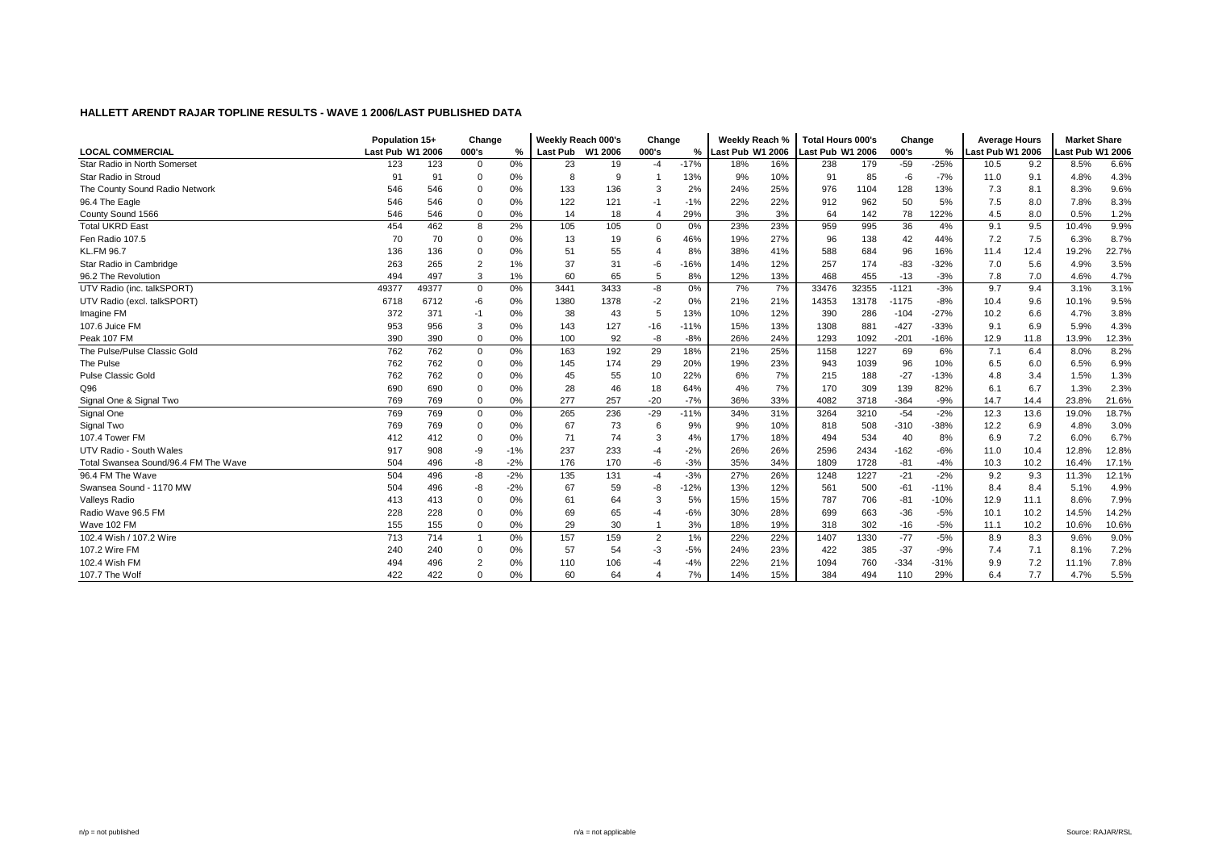## HALLETT ARENDT RAJAR TOPLINE RESULTS - WAVE 1 2006/LAST PUBLISHED DATA

| LOCAL COMMERCIAL | Population 15+ | | Change | | Weekly Reach 000's | | Change | | Weekly Reach % | | Total Hours 000's | | Change | | Average Hours | | Market Share | |
|---|---|---|---|---|---|---|---|---|---|---|---|---|---|---|---|---|---|---|
| | Last Pub | W1 2006 | 000's | % | Last Pub | W1 2006 | 000's | % | Last Pub | W1 2006 | Last Pub | W1 2006 | 000's | % | Last Pub | W1 2006 | Last Pub | W1 2006 |
| Star Radio in North Somerset | 123 | 123 | 0 | 0% | 23 | 19 | -4 | -17% | 18% | 16% | 238 | 179 | -59 | -25% | 10.5 | 9.2 | 8.5% | 6.6% |
| Star Radio in Stroud | 91 | 91 | 0 | 0% | 8 | 9 | 1 | 13% | 9% | 10% | 91 | 85 | -6 | -7% | 11.0 | 9.1 | 4.8% | 4.3% |
| The County Sound Radio Network | 546 | 546 | 0 | 0% | 133 | 136 | 3 | 2% | 24% | 25% | 976 | 1104 | 128 | 13% | 7.3 | 8.1 | 8.3% | 9.6% |
| 96.4 The Eagle | 546 | 546 | 0 | 0% | 122 | 121 | -1 | -1% | 22% | 22% | 912 | 962 | 50 | 5% | 7.5 | 8.0 | 7.8% | 8.3% |
| County Sound 1566 | 546 | 546 | 0 | 0% | 14 | 18 | 4 | 29% | 3% | 3% | 64 | 142 | 78 | 122% | 4.5 | 8.0 | 0.5% | 1.2% |
| Total UKRD East | 454 | 462 | 8 | 2% | 105 | 105 | 0 | 0% | 23% | 23% | 959 | 995 | 36 | 4% | 9.1 | 9.5 | 10.4% | 9.9% |
| Fen Radio 107.5 | 70 | 70 | 0 | 0% | 13 | 19 | 6 | 46% | 19% | 27% | 96 | 138 | 42 | 44% | 7.2 | 7.5 | 6.3% | 8.7% |
| KL.FM 96.7 | 136 | 136 | 0 | 0% | 51 | 55 | 4 | 8% | 38% | 41% | 588 | 684 | 96 | 16% | 11.4 | 12.4 | 19.2% | 22.7% |
| Star Radio in Cambridge | 263 | 265 | 2 | 1% | 37 | 31 | -6 | -16% | 14% | 12% | 257 | 174 | -83 | -32% | 7.0 | 5.6 | 4.9% | 3.5% |
| 96.2 The Revolution | 494 | 497 | 3 | 1% | 60 | 65 | 5 | 8% | 12% | 13% | 468 | 455 | -13 | -3% | 7.8 | 7.0 | 4.6% | 4.7% |
| UTV Radio (inc. talkSPORT) | 49377 | 49377 | 0 | 0% | 3441 | 3433 | -8 | 0% | 7% | 7% | 33476 | 32355 | -1121 | -3% | 9.7 | 9.4 | 3.1% | 3.1% |
| UTV Radio (excl. talkSPORT) | 6718 | 6712 | -6 | 0% | 1380 | 1378 | -2 | 0% | 21% | 21% | 14353 | 13178 | -1175 | -8% | 10.4 | 9.6 | 10.1% | 9.5% |
| Imagine FM | 372 | 371 | -1 | 0% | 38 | 43 | 5 | 13% | 10% | 12% | 390 | 286 | -104 | -27% | 10.2 | 6.6 | 4.7% | 3.8% |
| 107.6 Juice FM | 953 | 956 | 3 | 0% | 143 | 127 | -16 | -11% | 15% | 13% | 1308 | 881 | -427 | -33% | 9.1 | 6.9 | 5.9% | 4.3% |
| Peak 107 FM | 390 | 390 | 0 | 0% | 100 | 92 | -8 | -8% | 26% | 24% | 1293 | 1092 | -201 | -16% | 12.9 | 11.8 | 13.9% | 12.3% |
| The Pulse/Pulse Classic Gold | 762 | 762 | 0 | 0% | 163 | 192 | 29 | 18% | 21% | 25% | 1158 | 1227 | 69 | 6% | 7.1 | 6.4 | 8.0% | 8.2% |
| The Pulse | 762 | 762 | 0 | 0% | 145 | 174 | 29 | 20% | 19% | 23% | 943 | 1039 | 96 | 10% | 6.5 | 6.0 | 6.5% | 6.9% |
| Pulse Classic Gold | 762 | 762 | 0 | 0% | 45 | 55 | 10 | 22% | 6% | 7% | 215 | 188 | -27 | -13% | 4.8 | 3.4 | 1.5% | 1.3% |
| Q96 | 690 | 690 | 0 | 0% | 28 | 46 | 18 | 64% | 4% | 7% | 170 | 309 | 139 | 82% | 6.1 | 6.7 | 1.3% | 2.3% |
| Signal One & Signal Two | 769 | 769 | 0 | 0% | 277 | 257 | -20 | -7% | 36% | 33% | 4082 | 3718 | -364 | -9% | 14.7 | 14.4 | 23.8% | 21.6% |
| Signal One | 769 | 769 | 0 | 0% | 265 | 236 | -29 | -11% | 34% | 31% | 3264 | 3210 | -54 | -2% | 12.3 | 13.6 | 19.0% | 18.7% |
| Signal Two | 769 | 769 | 0 | 0% | 67 | 73 | 6 | 9% | 9% | 10% | 818 | 508 | -310 | -38% | 12.2 | 6.9 | 4.8% | 3.0% |
| 107.4 Tower FM | 412 | 412 | 0 | 0% | 71 | 74 | 3 | 4% | 17% | 18% | 494 | 534 | 40 | 8% | 6.9 | 7.2 | 6.0% | 6.7% |
| UTV Radio - South Wales | 917 | 908 | -9 | -1% | 237 | 233 | -4 | -2% | 26% | 26% | 2596 | 2434 | -162 | -6% | 11.0 | 10.4 | 12.8% | 12.8% |
| Total Swansea Sound/96.4 FM The Wave | 504 | 496 | -8 | -2% | 176 | 170 | -6 | -3% | 35% | 34% | 1809 | 1728 | -81 | -4% | 10.3 | 10.2 | 16.4% | 17.1% |
| 96.4 FM The Wave | 504 | 496 | -8 | -2% | 135 | 131 | -4 | -3% | 27% | 26% | 1248 | 1227 | -21 | -2% | 9.2 | 9.3 | 11.3% | 12.1% |
| Swansea Sound - 1170 MW | 504 | 496 | -8 | -2% | 67 | 59 | -8 | -12% | 13% | 12% | 561 | 500 | -61 | -11% | 8.4 | 8.4 | 5.1% | 4.9% |
| Valleys Radio | 413 | 413 | 0 | 0% | 61 | 64 | 3 | 5% | 15% | 15% | 787 | 706 | -81 | -10% | 12.9 | 11.1 | 8.6% | 7.9% |
| Radio Wave 96.5 FM | 228 | 228 | 0 | 0% | 69 | 65 | -4 | -6% | 30% | 28% | 699 | 663 | -36 | -5% | 10.1 | 10.2 | 14.5% | 14.2% |
| Wave 102 FM | 155 | 155 | 0 | 0% | 29 | 30 | 1 | 3% | 18% | 19% | 318 | 302 | -16 | -5% | 11.1 | 10.2 | 10.6% | 10.6% |
| 102.4 Wish / 107.2 Wire | 713 | 714 | 1 | 0% | 157 | 159 | 2 | 1% | 22% | 22% | 1407 | 1330 | -77 | -5% | 8.9 | 8.3 | 9.6% | 9.0% |
| 107.2 Wire FM | 240 | 240 | 0 | 0% | 57 | 54 | -3 | -5% | 24% | 23% | 422 | 385 | -37 | -9% | 7.4 | 7.1 | 8.1% | 7.2% |
| 102.4 Wish FM | 494 | 496 | 2 | 0% | 110 | 106 | -4 | -4% | 22% | 21% | 1094 | 760 | -334 | -31% | 9.9 | 7.2 | 11.1% | 7.8% |
| 107.7 The Wolf | 422 | 422 | 0 | 0% | 60 | 64 | 4 | 7% | 14% | 15% | 384 | 494 | 110 | 29% | 6.4 | 7.7 | 4.7% | 5.5% |

n/p = not published    n/a = not applicable    Source: RAJAR/RSL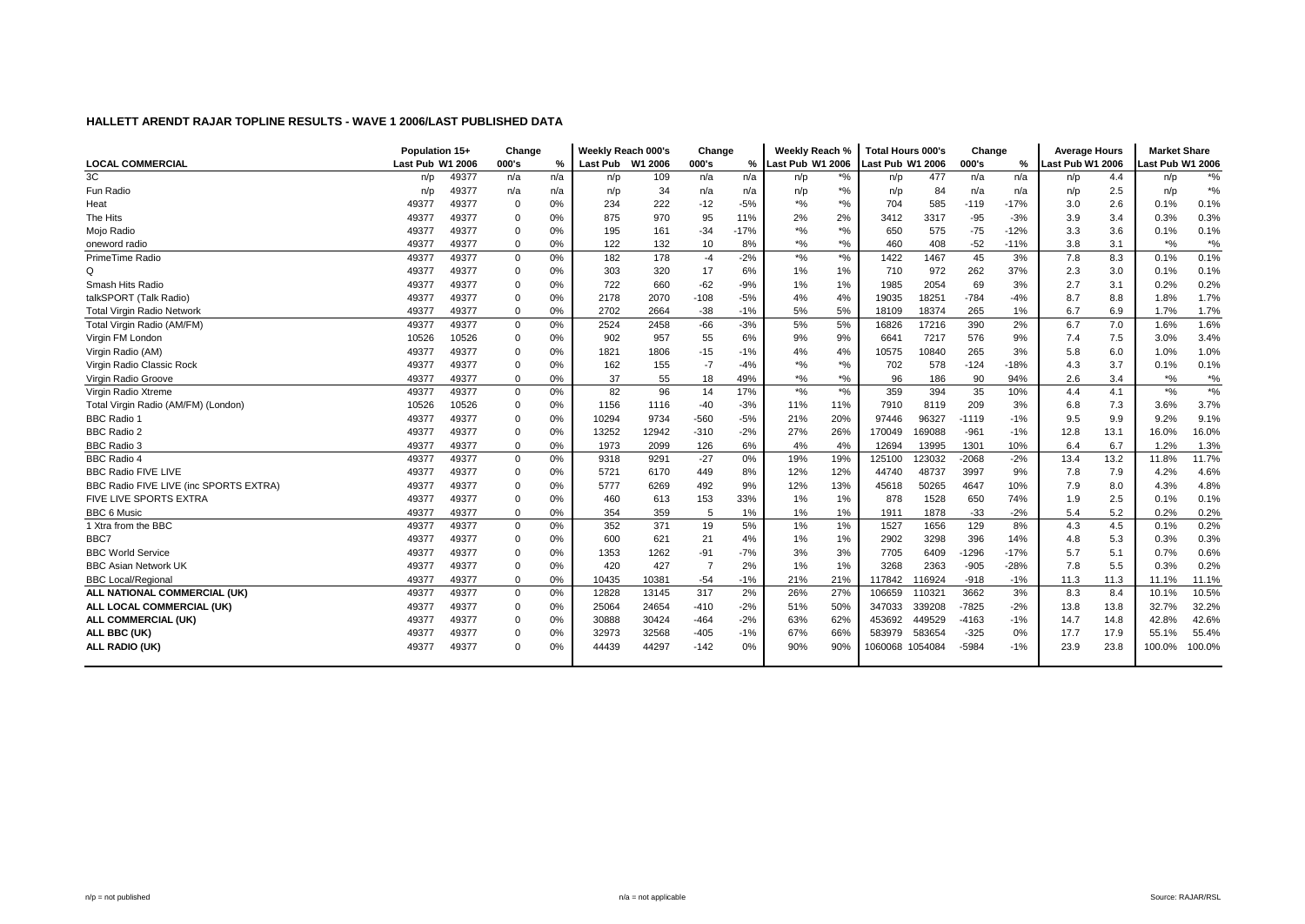**HALLETT ARENDT RAJAR TOPLINE RESULTS - WAVE 1 2006/LAST PUBLISHED DATA**

| LOCAL COMMERCIAL | Population 15+ | | Change | | Weekly Reach 000's | | Change | | Weekly Reach % | | Total Hours 000's | | Change | | Average Hours | | Market Share | |
|---|---|---|---|---|---|---|---|---|---|---|---|---|---|---|---|---|---|---|
| | Last Pub | W1 2006 | 000's | % | Last Pub | W1 2006 | 000's | % | Last Pub | W1 2006 | Last Pub | W1 2006 | 000's | % | Last Pub | W1 2006 | Last Pub | W1 2006 |
| 3C | n/p | 49377 | n/a | n/a | n/p | 109 | n/a | n/a | n/p | *% | n/p | 477 | n/a | n/a | n/p | 4.4 | n/p | *% |
| Fun Radio | n/p | 49377 | n/a | n/a | n/p | 34 | n/a | n/a | n/p | *% | n/p | 84 | n/a | n/a | n/p | 2.5 | n/p | *% |
| Heat | 49377 | 49377 | 0 | 0% | 234 | 222 | -12 | -5% | *% | *% | 704 | 585 | -119 | -17% | 3.0 | 2.6 | 0.1% | 0.1% |
| The Hits | 49377 | 49377 | 0 | 0% | 875 | 970 | 95 | 11% | 2% | 2% | 3412 | 3317 | -95 | -3% | 3.9 | 3.4 | 0.3% | 0.3% |
| Mojo Radio | 49377 | 49377 | 0 | 0% | 195 | 161 | -34 | -17% | *% | *% | 650 | 575 | -75 | -12% | 3.3 | 3.6 | 0.1% | 0.1% |
| oneword radio | 49377 | 49377 | 0 | 0% | 122 | 132 | 10 | 8% | *% | *% | 460 | 408 | -52 | -11% | 3.8 | 3.1 | *% | *% |
| PrimeTime Radio | 49377 | 49377 | 0 | 0% | 182 | 178 | -4 | -2% | *% | *% | 1422 | 1467 | 45 | 3% | 7.8 | 8.3 | 0.1% | 0.1% |
| Q | 49377 | 49377 | 0 | 0% | 303 | 320 | 17 | 6% | 1% | 1% | 710 | 972 | 262 | 37% | 2.3 | 3.0 | 0.1% | 0.1% |
| Smash Hits Radio | 49377 | 49377 | 0 | 0% | 722 | 660 | -62 | -9% | 1% | 1% | 1985 | 2054 | 69 | 3% | 2.7 | 3.1 | 0.2% | 0.2% |
| talkSPORT (Talk Radio) | 49377 | 49377 | 0 | 0% | 2178 | 2070 | -108 | -5% | 4% | 4% | 19035 | 18251 | -784 | -4% | 8.7 | 8.8 | 1.8% | 1.7% |
| Total Virgin Radio Network | 49377 | 49377 | 0 | 0% | 2702 | 2664 | -38 | -1% | 5% | 5% | 18109 | 18374 | 265 | 1% | 6.7 | 6.9 | 1.7% | 1.7% |
| Total Virgin Radio (AM/FM) | 49377 | 49377 | 0 | 0% | 2524 | 2458 | -66 | -3% | 5% | 5% | 16826 | 17216 | 390 | 2% | 6.7 | 7.0 | 1.6% | 1.6% |
| Virgin FM London | 10526 | 10526 | 0 | 0% | 902 | 957 | 55 | 6% | 9% | 9% | 6641 | 7217 | 576 | 9% | 7.4 | 7.5 | 3.0% | 3.4% |
| Virgin Radio (AM) | 49377 | 49377 | 0 | 0% | 1821 | 1806 | -15 | -1% | 4% | 4% | 10575 | 10840 | 265 | 3% | 5.8 | 6.0 | 1.0% | 1.0% |
| Virgin Radio Classic Rock | 49377 | 49377 | 0 | 0% | 162 | 155 | -7 | -4% | *% | *% | 702 | 578 | -124 | -18% | 4.3 | 3.7 | 0.1% | 0.1% |
| Virgin Radio Groove | 49377 | 49377 | 0 | 0% | 37 | 55 | 18 | 49% | *% | *% | 96 | 186 | 90 | 94% | 2.6 | 3.4 | *% | *% |
| Virgin Radio Xtreme | 49377 | 49377 | 0 | 0% | 82 | 96 | 14 | 17% | *% | *% | 359 | 394 | 35 | 10% | 4.4 | 4.1 | *% | *% |
| Total Virgin Radio (AM/FM) (London) | 10526 | 10526 | 0 | 0% | 1156 | 1116 | -40 | -3% | 11% | 11% | 7910 | 8119 | 209 | 3% | 6.8 | 7.3 | 3.6% | 3.7% |
| BBC Radio 1 | 49377 | 49377 | 0 | 0% | 10294 | 9734 | -560 | -5% | 21% | 20% | 97446 | 96327 | -1119 | -1% | 9.5 | 9.9 | 9.2% | 9.1% |
| BBC Radio 2 | 49377 | 49377 | 0 | 0% | 13252 | 12942 | -310 | -2% | 27% | 26% | 170049 | 169088 | -961 | -1% | 12.8 | 13.1 | 16.0% | 16.0% |
| BBC Radio 3 | 49377 | 49377 | 0 | 0% | 1973 | 2099 | 126 | 6% | 4% | 4% | 12694 | 13995 | 1301 | 10% | 6.4 | 6.7 | 1.2% | 1.3% |
| BBC Radio 4 | 49377 | 49377 | 0 | 0% | 9318 | 9291 | -27 | 0% | 19% | 19% | 125100 | 123032 | -2068 | -2% | 13.4 | 13.2 | 11.8% | 11.7% |
| BBC Radio FIVE LIVE | 49377 | 49377 | 0 | 0% | 5721 | 6170 | 449 | 8% | 12% | 12% | 44740 | 48737 | 3997 | 9% | 7.8 | 7.9 | 4.2% | 4.6% |
| BBC Radio FIVE LIVE (inc SPORTS EXTRA) | 49377 | 49377 | 0 | 0% | 5777 | 6269 | 492 | 9% | 12% | 13% | 45618 | 50265 | 4647 | 10% | 7.9 | 8.0 | 4.3% | 4.8% |
| FIVE LIVE SPORTS EXTRA | 49377 | 49377 | 0 | 0% | 460 | 613 | 153 | 33% | 1% | 1% | 878 | 1528 | 650 | 74% | 1.9 | 2.5 | 0.1% | 0.1% |
| BBC 6 Music | 49377 | 49377 | 0 | 0% | 354 | 359 | 5 | 1% | 1% | 1% | 1911 | 1878 | -33 | -2% | 5.4 | 5.2 | 0.2% | 0.2% |
| 1 Xtra from the BBC | 49377 | 49377 | 0 | 0% | 352 | 371 | 19 | 5% | 1% | 1% | 1527 | 1656 | 129 | 8% | 4.3 | 4.5 | 0.1% | 0.2% |
| BBC7 | 49377 | 49377 | 0 | 0% | 600 | 621 | 21 | 4% | 1% | 1% | 2902 | 3298 | 396 | 14% | 4.8 | 5.3 | 0.3% | 0.3% |
| BBC World Service | 49377 | 49377 | 0 | 0% | 1353 | 1262 | -91 | -7% | 3% | 3% | 7705 | 6409 | -1296 | -17% | 5.7 | 5.1 | 0.7% | 0.6% |
| BBC Asian Network UK | 49377 | 49377 | 0 | 0% | 420 | 427 | 7 | 2% | 1% | 1% | 3268 | 2363 | -905 | -28% | 7.8 | 5.5 | 0.3% | 0.2% |
| BBC Local/Regional | 49377 | 49377 | 0 | 0% | 10435 | 10381 | -54 | -1% | 21% | 21% | 117842 | 116924 | -918 | -1% | 11.3 | 11.3 | 11.1% | 11.1% |
| **ALL NATIONAL COMMERCIAL (UK)** | 49377 | 49377 | 0 | 0% | 12828 | 13145 | 317 | 2% | 26% | 27% | 106659 | 110321 | 3662 | 3% | 8.3 | 8.4 | 10.1% | 10.5% |
| **ALL LOCAL COMMERCIAL (UK)** | 49377 | 49377 | 0 | 0% | 25064 | 24654 | -410 | -2% | 51% | 50% | 347033 | 339208 | -7825 | -2% | 13.8 | 13.8 | 32.7% | 32.2% |
| **ALL COMMERCIAL (UK)** | 49377 | 49377 | 0 | 0% | 30888 | 30424 | -464 | -2% | 63% | 62% | 453692 | 449529 | -4163 | -1% | 14.7 | 14.8 | 42.8% | 42.6% |
| **ALL BBC (UK)** | 49377 | 49377 | 0 | 0% | 32973 | 32568 | -405 | -1% | 67% | 66% | 583979 | 583654 | -325 | 0% | 17.7 | 17.9 | 55.1% | 55.4% |
| **ALL RADIO (UK)** | 49377 | 49377 | 0 | 0% | 44439 | 44297 | -142 | 0% | 90% | 90% | 1060068 | 1054084 | -5984 | -1% | 23.9 | 23.8 | 100.0% | 100.0% |

n/p = not published

n/a = not applicable

Source: RAJAR/RSL